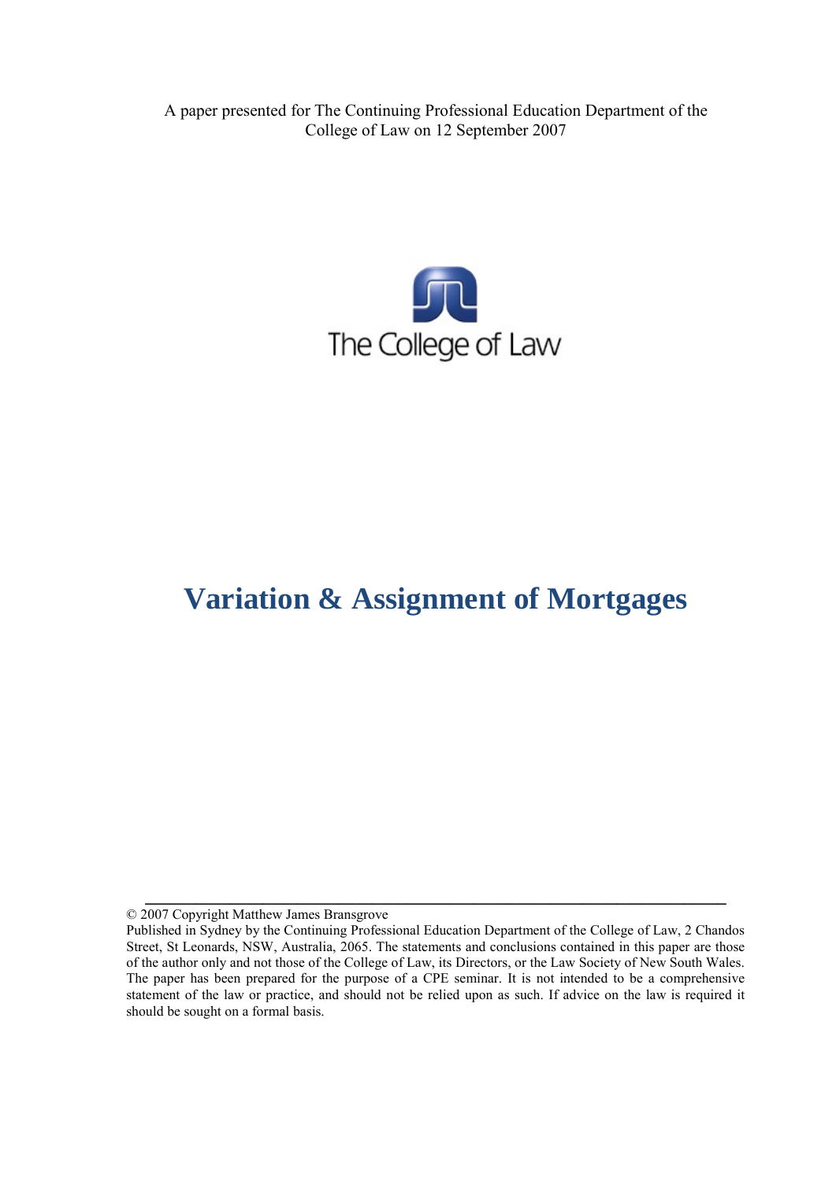A paper presented for The Continuing Professional Education Department of the College of Law on 12 September 2007

The College of Law

# Variation & Assignment of Mortgages

© 2007 Copyright Matthew James Bransgrove

Published in Sydney by the Continuing Professional Education Department of the College of Law, 2 Chandos Street, St Leonards, NSW, Australia, 2065. The statements and conclusions contained in this paper are those of the author only and not those of the College of Law, its Directors, or the Law Society of New South Wales. The paper has been prepared for the purpose of a CPE seminar. It is not intended to be a comprehensive statement of the law or practice, and should not be relied upon as such. If advice on the law is required it should be sought on a formal basis.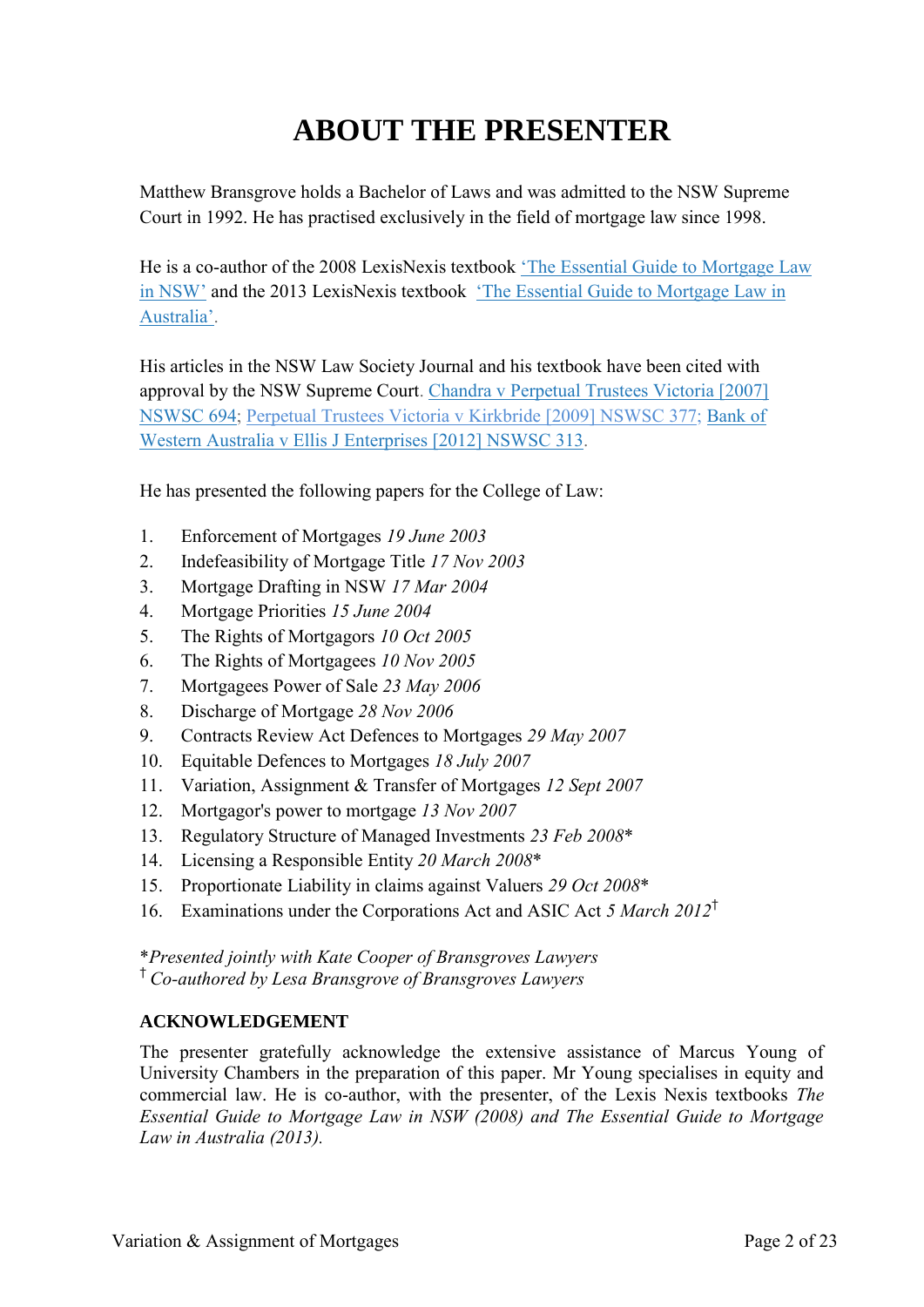# ABOUT THE PRESENTER

Matthew Bransgrove holds a Bachelor of Laws and was admitted to the NSW Supreme Court in 1992. He has practised exclusively in the field of mortgage law since 1998.

He is a co-author of the 2008 LexisNexis textbook 'The Essential Guide to Mortgage Law in NSW' and the 2013 LexisNexis textbook 'The Essential Guide to Mortgage Law in Australia'.

His articles in the NSW Law Society Journal and his textbook have been cited with approval by the NSW Supreme Court. Chandra v Perpetual Trustees Victoria [2007] NSWSC 694; Perpetual Trustees Victoria v Kirkbride [2009] NSWSC 377; Bank of Western Australia v Ellis J Enterprises [2012] NSWSC 313.

He has presented the following papers for the College of Law:

1. Enforcement of Mortgages *19 June 2003*
2. Indefeasibility of Mortgage Title *17 Nov 2003*
3. Mortgage Drafting in NSW *17 Mar 2004*
4. Mortgage Priorities *15 June 2004*
5. The Rights of Mortgagors *10 Oct 2005*
6. The Rights of Mortgagees *10 Nov 2005*
7. Mortgagees Power of Sale *23 May 2006*
8. Discharge of Mortgage *28 Nov 2006*
9. Contracts Review Act Defences to Mortgages *29 May 2007*
10. Equitable Defences to Mortgages *18 July 2007*
11. Variation, Assignment & Transfer of Mortgages *12 Sept 2007*
12. Mortgagor's power to mortgage *13 Nov 2007*
13. Regulatory Structure of Managed Investments *23 Feb 2008*\*
14. Licensing a Responsible Entity *20 March 2008*\*
15. Proportionate Liability in claims against Valuers *29 Oct 2008*\*
16. Examinations under the Corporations Act and ASIC Act *5 March 2012*†

\**Presented jointly with Kate Cooper of Bransgroves Lawyers*
† *Co-authored by Lesa Bransgrove of Bransgroves Lawyers*

**ACKNOWLEDGEMENT**

The presenter gratefully acknowledge the extensive assistance of Marcus Young of University Chambers in the preparation of this paper. Mr Young specialises in equity and commercial law. He is co-author, with the presenter, of the Lexis Nexis textbooks *The Essential Guide to Mortgage Law in NSW (2008) and The Essential Guide to Mortgage Law in Australia (2013).*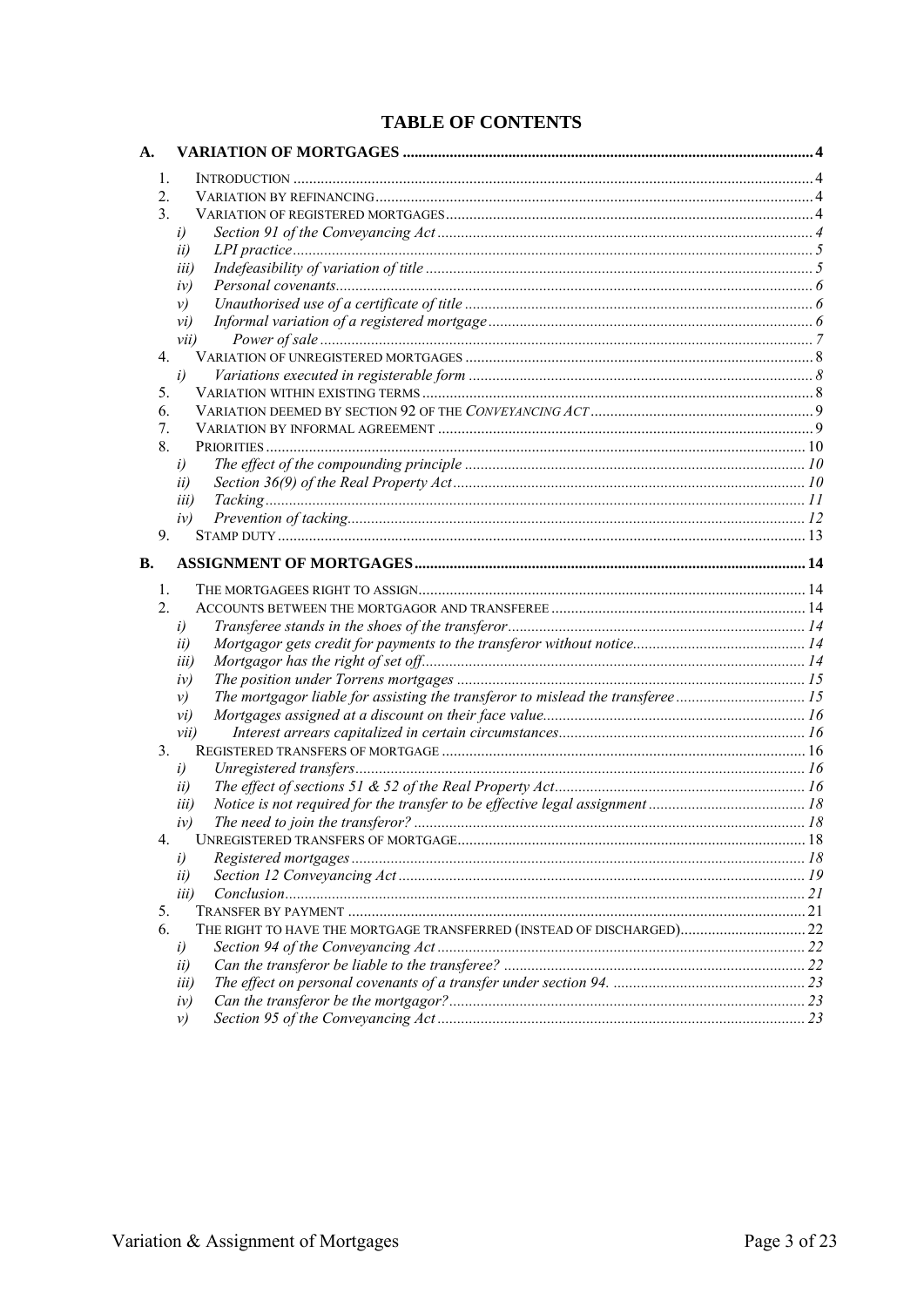# TABLE OF CONTENTS

**A. VARIATION OF MORTGAGES** ..... 4

1. INTRODUCTION ..... 4
2. VARIATION BY REFINANCING ..... 4
3. VARIATION OF REGISTERED MORTGAGES ..... 4
   - *i) Section 91 of the Conveyancing Act* ..... 4
   - *ii) LPI practice* ..... 5
   - *iii) Indefeasibility of variation of title* ..... 5
   - *iv) Personal covenants* ..... 6
   - *v) Unauthorised use of a certificate of title* ..... 6
   - *vi) Informal variation of a registered mortgage* ..... 6
   - *vii) Power of sale* ..... 7
4. VARIATION OF UNREGISTERED MORTGAGES ..... 8
   - *i) Variations executed in registerable form* ..... 8
5. VARIATION WITHIN EXISTING TERMS ..... 8
6. VARIATION DEEMED BY SECTION 92 OF THE *CONVEYANCING ACT* ..... 9
7. VARIATION BY INFORMAL AGREEMENT ..... 9
8. PRIORITIES ..... 10
   - *i) The effect of the compounding principle* ..... 10
   - *ii) Section 36(9) of the Real Property Act* ..... 10
   - *iii) Tacking* ..... 11
   - *iv) Prevention of tacking* ..... 12
9. STAMP DUTY ..... 13

**B. ASSIGNMENT OF MORTGAGES** ..... 14

1. THE MORTGAGEES RIGHT TO ASSIGN ..... 14
2. ACCOUNTS BETWEEN THE MORTGAGOR AND TRANSFEREE ..... 14
   - *i) Transferee stands in the shoes of the transferor* ..... 14
   - *ii) Mortgagor gets credit for payments to the transferor without notice* ..... 14
   - *iii) Mortgagor has the right of set off* ..... 14
   - *iv) The position under Torrens mortgages* ..... 15
   - *v) The mortgagor liable for assisting the transferor to mislead the transferee* ..... 15
   - *vi) Mortgages assigned at a discount on their face value* ..... 16
   - *vii) Interest arrears capitalized in certain circumstances* ..... 16
3. REGISTERED TRANSFERS OF MORTGAGE ..... 16
   - *i) Unregistered transfers* ..... 16
   - *ii) The effect of sections 51 & 52 of the Real Property Act* ..... 16
   - *iii) Notice is not required for the transfer to be effective legal assignment* ..... 18
   - *iv) The need to join the transferor?* ..... 18
4. UNREGISTERED TRANSFERS OF MORTGAGE ..... 18
   - *i) Registered mortgages* ..... 18
   - *ii) Section 12 Conveyancing Act* ..... 19
   - *iii) Conclusion* ..... 21
5. TRANSFER BY PAYMENT ..... 21
6. THE RIGHT TO HAVE THE MORTGAGE TRANSFERRED (INSTEAD OF DISCHARGED) ..... 22
   - *i) Section 94 of the Conveyancing Act* ..... 22
   - *ii) Can the transferor be liable to the transferee?* ..... 22
   - *iii) The effect on personal covenants of a transfer under section 94.* ..... 23
   - *iv) Can the transferor be the mortgagor?* ..... 23
   - *v) Section 95 of the Conveyancing Act* ..... 23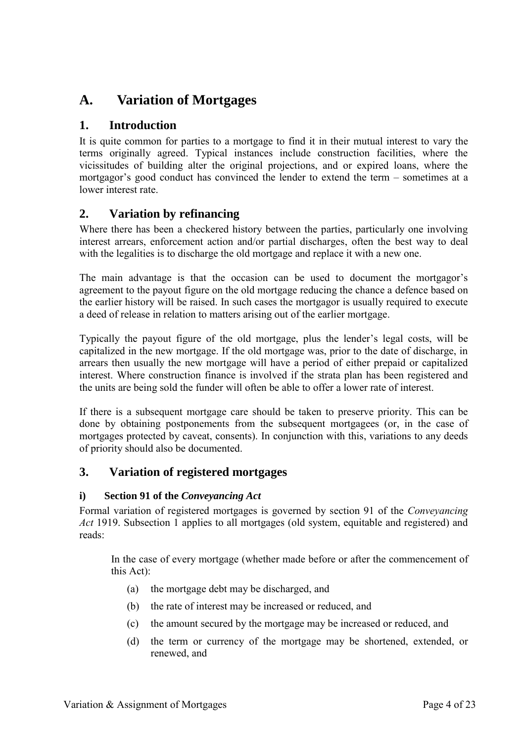# A. Variation of Mortgages

## 1. Introduction

It is quite common for parties to a mortgage to find it in their mutual interest to vary the terms originally agreed. Typical instances include construction facilities, where the vicissitudes of building alter the original projections, and or expired loans, where the mortgagor's good conduct has convinced the lender to extend the term – sometimes at a lower interest rate.

## 2. Variation by refinancing

Where there has been a checkered history between the parties, particularly one involving interest arrears, enforcement action and/or partial discharges, often the best way to deal with the legalities is to discharge the old mortgage and replace it with a new one.

The main advantage is that the occasion can be used to document the mortgagor's agreement to the payout figure on the old mortgage reducing the chance a defence based on the earlier history will be raised. In such cases the mortgagor is usually required to execute a deed of release in relation to matters arising out of the earlier mortgage.

Typically the payout figure of the old mortgage, plus the lender's legal costs, will be capitalized in the new mortgage. If the old mortgage was, prior to the date of discharge, in arrears then usually the new mortgage will have a period of either prepaid or capitalized interest. Where construction finance is involved if the strata plan has been registered and the units are being sold the funder will often be able to offer a lower rate of interest.

If there is a subsequent mortgage care should be taken to preserve priority. This can be done by obtaining postponements from the subsequent mortgagees (or, in the case of mortgages protected by caveat, consents). In conjunction with this, variations to any deeds of priority should also be documented.

## 3. Variation of registered mortgages

#### i) Section 91 of the *Conveyancing Act*

Formal variation of registered mortgages is governed by section 91 of the *Conveyancing Act* 1919. Subsection 1 applies to all mortgages (old system, equitable and registered) and reads:

> In the case of every mortgage (whether made before or after the commencement of this Act):
>
> (a) the mortgage debt may be discharged, and
>
> (b) the rate of interest may be increased or reduced, and
>
> (c) the amount secured by the mortgage may be increased or reduced, and
>
> (d) the term or currency of the mortgage may be shortened, extended, or renewed, and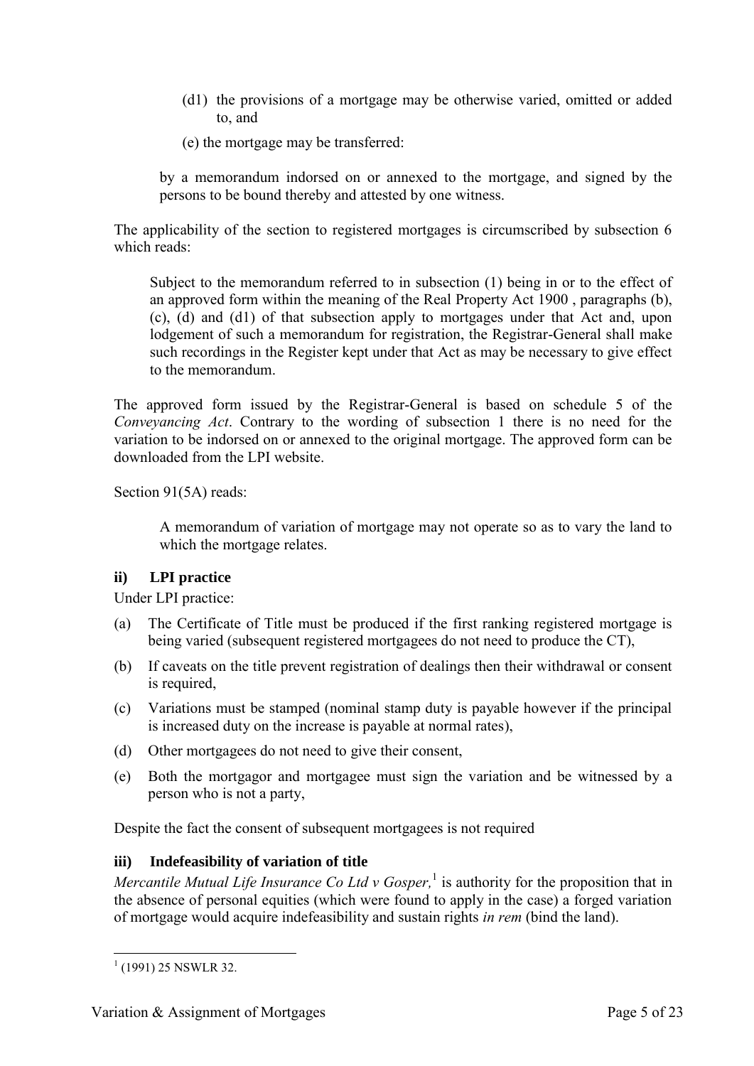(d1) the provisions of a mortgage may be otherwise varied, omitted or added to, and

(e) the mortgage may be transferred:

> by a memorandum indorsed on or annexed to the mortgage, and signed by the persons to be bound thereby and attested by one witness.

The applicability of the section to registered mortgages is circumscribed by subsection 6 which reads:

> Subject to the memorandum referred to in subsection (1) being in or to the effect of an approved form within the meaning of the Real Property Act 1900 , paragraphs (b), (c), (d) and (d1) of that subsection apply to mortgages under that Act and, upon lodgement of such a memorandum for registration, the Registrar-General shall make such recordings in the Register kept under that Act as may be necessary to give effect to the memorandum.

The approved form issued by the Registrar-General is based on schedule 5 of the *Conveyancing Act*. Contrary to the wording of subsection 1 there is no need for the variation to be indorsed on or annexed to the original mortgage. The approved form can be downloaded from the LPI website.

Section 91(5A) reads:

> A memorandum of variation of mortgage may not operate so as to vary the land to which the mortgage relates.

### ii) LPI practice

Under LPI practice:

(a) The Certificate of Title must be produced if the first ranking registered mortgage is being varied (subsequent registered mortgagees do not need to produce the CT),

(b) If caveats on the title prevent registration of dealings then their withdrawal or consent is required,

(c) Variations must be stamped (nominal stamp duty is payable however if the principal is increased duty on the increase is payable at normal rates),

(d) Other mortgagees do not need to give their consent,

(e) Both the mortgagor and mortgagee must sign the variation and be witnessed by a person who is not a party,

Despite the fact the consent of subsequent mortgagees is not required

### iii) Indefeasibility of variation of title

*Mercantile Mutual Life Insurance Co Ltd v Gosper,*[1] is authority for the proposition that in the absence of personal equities (which were found to apply in the case) a forged variation of mortgage would acquire indefeasibility and sustain rights *in rem* (bind the land).

[1] (1991) 25 NSWLR 32.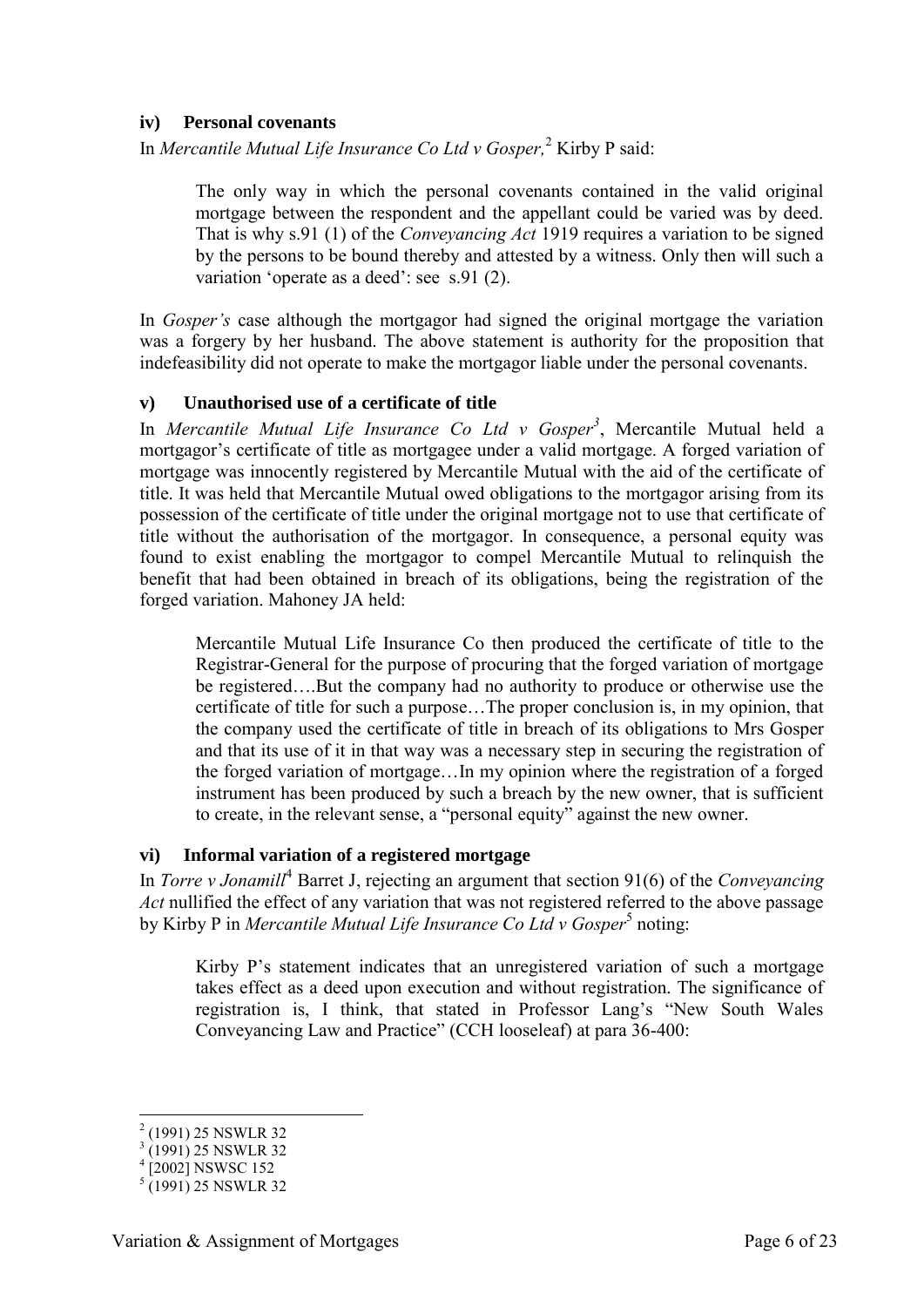### iv) Personal covenants

In *Mercantile Mutual Life Insurance Co Ltd v Gosper,*[2] Kirby P said:

> The only way in which the personal covenants contained in the valid original mortgage between the respondent and the appellant could be varied was by deed. That is why s.91 (1) of the *Conveyancing Act* 1919 requires a variation to be signed by the persons to be bound thereby and attested by a witness. Only then will such a variation 'operate as a deed': see s.91 (2).

In *Gosper's* case although the mortgagor had signed the original mortgage the variation was a forgery by her husband. The above statement is authority for the proposition that indefeasibility did not operate to make the mortgagor liable under the personal covenants.

### v) Unauthorised use of a certificate of title

In *Mercantile Mutual Life Insurance Co Ltd v Gosper*[3], Mercantile Mutual held a mortgagor's certificate of title as mortgagee under a valid mortgage. A forged variation of mortgage was innocently registered by Mercantile Mutual with the aid of the certificate of title. It was held that Mercantile Mutual owed obligations to the mortgagor arising from its possession of the certificate of title under the original mortgage not to use that certificate of title without the authorisation of the mortgagor. In consequence, a personal equity was found to exist enabling the mortgagor to compel Mercantile Mutual to relinquish the benefit that had been obtained in breach of its obligations, being the registration of the forged variation. Mahoney JA held:

> Mercantile Mutual Life Insurance Co then produced the certificate of title to the Registrar-General for the purpose of procuring that the forged variation of mortgage be registered….But the company had no authority to produce or otherwise use the certificate of title for such a purpose…The proper conclusion is, in my opinion, that the company used the certificate of title in breach of its obligations to Mrs Gosper and that its use of it in that way was a necessary step in securing the registration of the forged variation of mortgage…In my opinion where the registration of a forged instrument has been produced by such a breach by the new owner, that is sufficient to create, in the relevant sense, a "personal equity" against the new owner.

### vi) Informal variation of a registered mortgage

In *Torre v Jonamill*[4] Barret J, rejecting an argument that section 91(6) of the *Conveyancing Act* nullified the effect of any variation that was not registered referred to the above passage by Kirby P in *Mercantile Mutual Life Insurance Co Ltd v Gosper*[5] noting:

> Kirby P's statement indicates that an unregistered variation of such a mortgage takes effect as a deed upon execution and without registration. The significance of registration is, I think, that stated in Professor Lang's "New South Wales Conveyancing Law and Practice" (CCH looseleaf) at para 36-400:

---

[2] (1991) 25 NSWLR 32

[3] (1991) 25 NSWLR 32

[4] [2002] NSWSC 152

[5] (1991) 25 NSWLR 32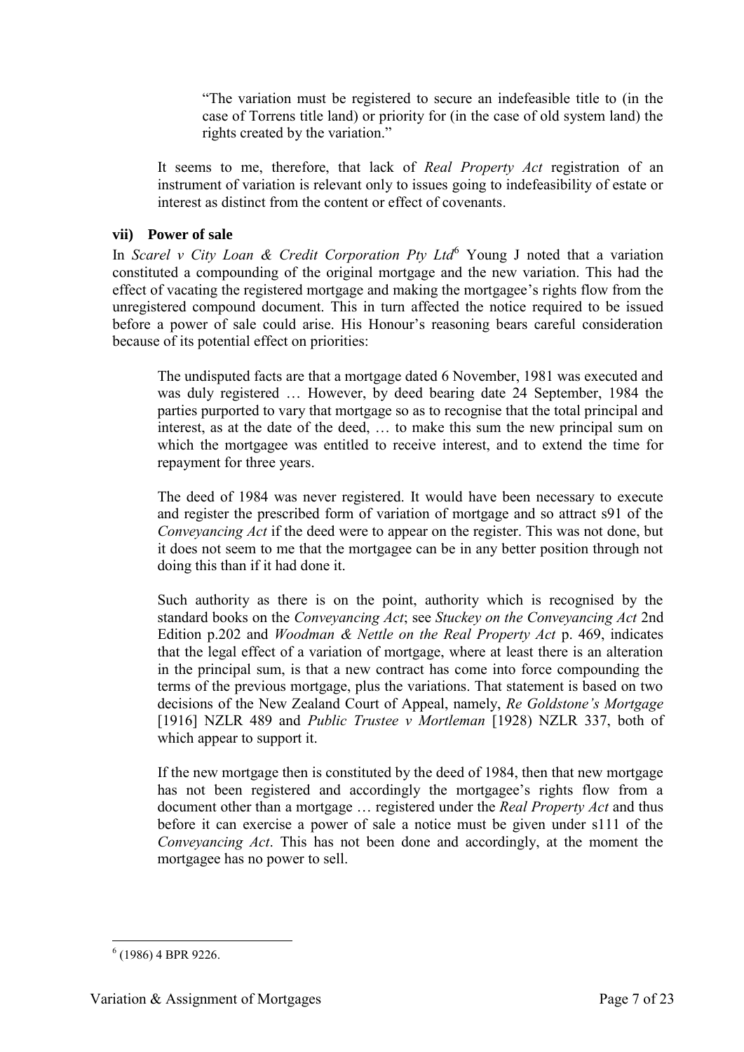> "The variation must be registered to secure an indefeasible title to (in the case of Torrens title land) or priority for (in the case of old system land) the rights created by the variation."

It seems to me, therefore, that lack of *Real Property Act* registration of an instrument of variation is relevant only to issues going to indefeasibility of estate or interest as distinct from the content or effect of covenants.

### vii) Power of sale

In *Scarel v City Loan & Credit Corporation Pty Ltd*[6] Young J noted that a variation constituted a compounding of the original mortgage and the new variation. This had the effect of vacating the registered mortgage and making the mortgagee's rights flow from the unregistered compound document. This in turn affected the notice required to be issued before a power of sale could arise. His Honour's reasoning bears careful consideration because of its potential effect on priorities:

> The undisputed facts are that a mortgage dated 6 November, 1981 was executed and was duly registered … However, by deed bearing date 24 September, 1984 the parties purported to vary that mortgage so as to recognise that the total principal and interest, as at the date of the deed, … to make this sum the new principal sum on which the mortgagee was entitled to receive interest, and to extend the time for repayment for three years.
>
> The deed of 1984 was never registered. It would have been necessary to execute and register the prescribed form of variation of mortgage and so attract s91 of the *Conveyancing Act* if the deed were to appear on the register. This was not done, but it does not seem to me that the mortgagee can be in any better position through not doing this than if it had done it.
>
> Such authority as there is on the point, authority which is recognised by the standard books on the *Conveyancing Act*; see *Stuckey on the Conveyancing Act* 2nd Edition p.202 and *Woodman & Nettle on the Real Property Act* p. 469, indicates that the legal effect of a variation of mortgage, where at least there is an alteration in the principal sum, is that a new contract has come into force compounding the terms of the previous mortgage, plus the variations. That statement is based on two decisions of the New Zealand Court of Appeal, namely, *Re Goldstone's Mortgage* [1916] NZLR 489 and *Public Trustee v Mortleman* [1928) NZLR 337, both of which appear to support it.
>
> If the new mortgage then is constituted by the deed of 1984, then that new mortgage has not been registered and accordingly the mortgagee's rights flow from a document other than a mortgage … registered under the *Real Property Act* and thus before it can exercise a power of sale a notice must be given under s111 of the *Conveyancing Act*. This has not been done and accordingly, at the moment the mortgagee has no power to sell.

---

[6] (1986) 4 BPR 9226.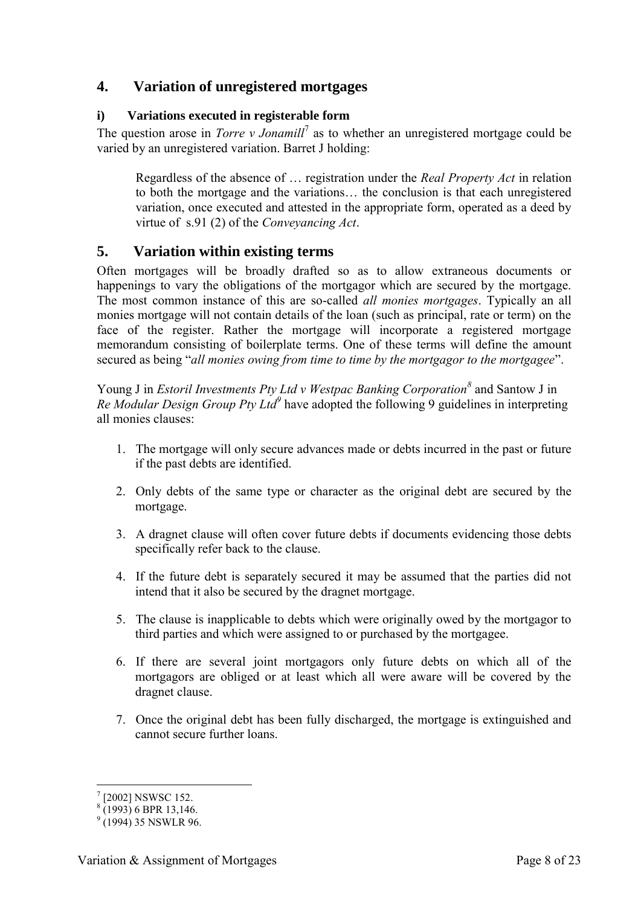## 4. Variation of unregistered mortgages

### i) Variations executed in registerable form

The question arose in *Torre v Jonamill*[7] as to whether an unregistered mortgage could be varied by an unregistered variation. Barret J holding:

> Regardless of the absence of … registration under the *Real Property Act* in relation to both the mortgage and the variations… the conclusion is that each unregistered variation, once executed and attested in the appropriate form, operated as a deed by virtue of s.91 (2) of the *Conveyancing Act*.

## 5. Variation within existing terms

Often mortgages will be broadly drafted so as to allow extraneous documents or happenings to vary the obligations of the mortgagor which are secured by the mortgage. The most common instance of this are so-called *all monies mortgages*. Typically an all monies mortgage will not contain details of the loan (such as principal, rate or term) on the face of the register. Rather the mortgage will incorporate a registered mortgage memorandum consisting of boilerplate terms. One of these terms will define the amount secured as being "*all monies owing from time to time by the mortgagor to the mortgagee*".

Young J in *Estoril Investments Pty Ltd v Westpac Banking Corporation*[8] and Santow J in *Re Modular Design Group Pty Ltd*[9] have adopted the following 9 guidelines in interpreting all monies clauses:

1. The mortgage will only secure advances made or debts incurred in the past or future if the past debts are identified.
2. Only debts of the same type or character as the original debt are secured by the mortgage.
3. A dragnet clause will often cover future debts if documents evidencing those debts specifically refer back to the clause.
4. If the future debt is separately secured it may be assumed that the parties did not intend that it also be secured by the dragnet mortgage.
5. The clause is inapplicable to debts which were originally owed by the mortgagor to third parties and which were assigned to or purchased by the mortgagee.
6. If there are several joint mortgagors only future debts on which all of the mortgagors are obliged or at least which all were aware will be covered by the dragnet clause.
7. Once the original debt has been fully discharged, the mortgage is extinguished and cannot secure further loans.

---

[7] [2002] NSWSC 152.

[8] (1993) 6 BPR 13,146.

[9] (1994) 35 NSWLR 96.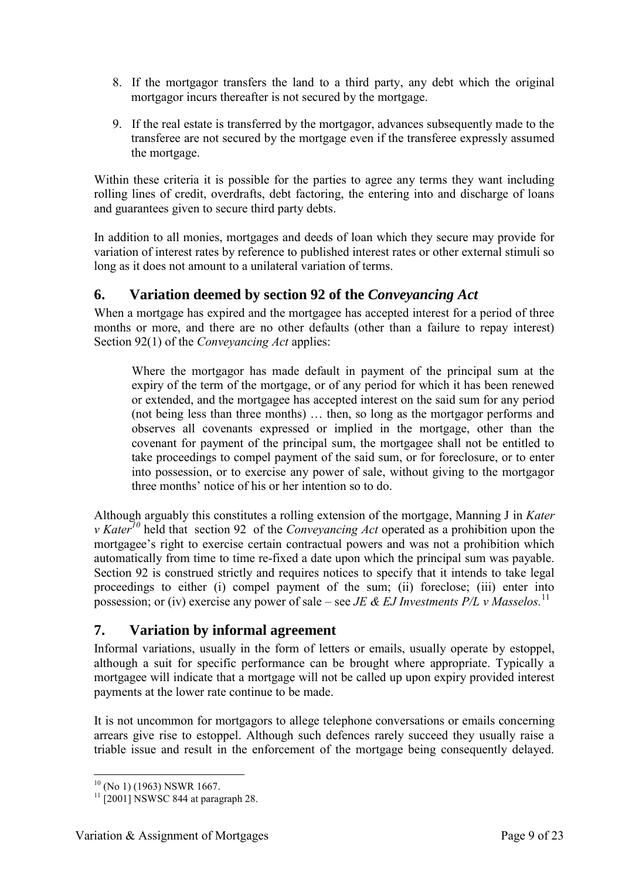8. If the mortgagor transfers the land to a third party, any debt which the original mortgagor incurs thereafter is not secured by the mortgage.

9. If the real estate is transferred by the mortgagor, advances subsequently made to the transferee are not secured by the mortgage even if the transferee expressly assumed the mortgage.

Within these criteria it is possible for the parties to agree any terms they want including rolling lines of credit, overdrafts, debt factoring, the entering into and discharge of loans and guarantees given to secure third party debts.

In addition to all monies, mortgages and deeds of loan which they secure may provide for variation of interest rates by reference to published interest rates or other external stimuli so long as it does not amount to a unilateral variation of terms.

## 6. Variation deemed by section 92 of the *Conveyancing Act*

When a mortgage has expired and the mortgagee has accepted interest for a period of three months or more, and there are no other defaults (other than a failure to repay interest) Section 92(1) of the *Conveyancing Act* applies:

> Where the mortgagor has made default in payment of the principal sum at the expiry of the term of the mortgage, or of any period for which it has been renewed or extended, and the mortgagee has accepted interest on the said sum for any period (not being less than three months) … then, so long as the mortgagor performs and observes all covenants expressed or implied in the mortgage, other than the covenant for payment of the principal sum, the mortgagee shall not be entitled to take proceedings to compel payment of the said sum, or for foreclosure, or to enter into possession, or to exercise any power of sale, without giving to the mortgagor three months' notice of his or her intention so to do.

Although arguably this constitutes a rolling extension of the mortgage, Manning J in *Kater v Kater*[10] held that section 92 of the *Conveyancing Act* operated as a prohibition upon the mortgagee's right to exercise certain contractual powers and was not a prohibition which automatically from time to time re-fixed a date upon which the principal sum was payable. Section 92 is construed strictly and requires notices to specify that it intends to take legal proceedings to either (i) compel payment of the sum; (ii) foreclose; (iii) enter into possession; or (iv) exercise any power of sale – see *JE & EJ Investments P/L v Masselos.*[11]

## 7. Variation by informal agreement

Informal variations, usually in the form of letters or emails, usually operate by estoppel, although a suit for specific performance can be brought where appropriate. Typically a mortgagee will indicate that a mortgage will not be called up upon expiry provided interest payments at the lower rate continue to be made.

It is not uncommon for mortgagors to allege telephone conversations or emails concerning arrears give rise to estoppel. Although such defences rarely succeed they usually raise a triable issue and result in the enforcement of the mortgage being consequently delayed.

---

[10] (No 1) (1963) NSWR 1667.

[11] [2001] NSWSC 844 at paragraph 28.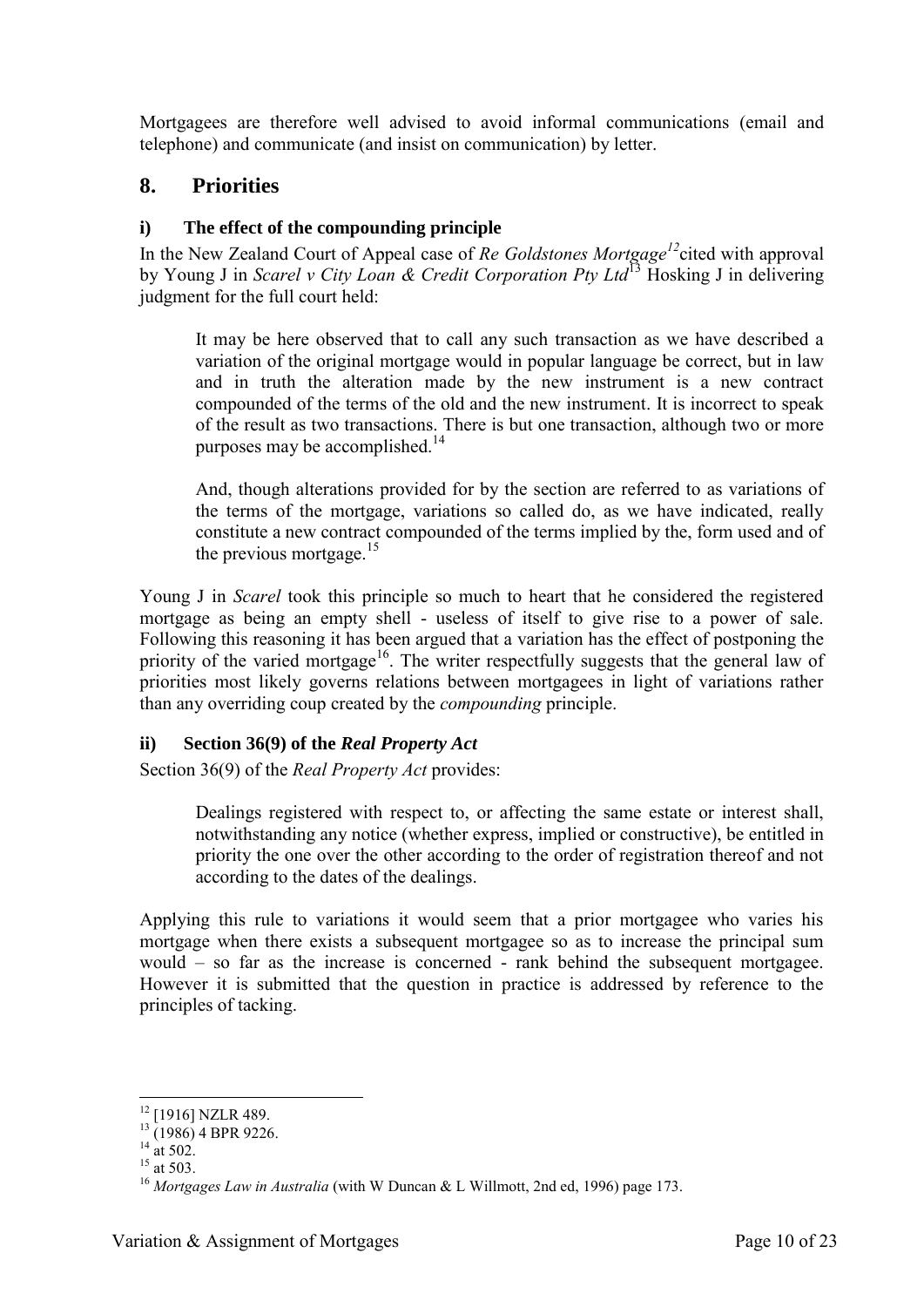Mortgagees are therefore well advised to avoid informal communications (email and telephone) and communicate (and insist on communication) by letter.

## 8. Priorities

### i) The effect of the compounding principle

In the New Zealand Court of Appeal case of *Re Goldstones Mortgage*[12] cited with approval by Young J in *Scarel v City Loan & Credit Corporation Pty Ltd*[13] Hosking J in delivering judgment for the full court held:

> It may be here observed that to call any such transaction as we have described a variation of the original mortgage would in popular language be correct, but in law and in truth the alteration made by the new instrument is a new contract compounded of the terms of the old and the new instrument. It is incorrect to speak of the result as two transactions. There is but one transaction, although two or more purposes may be accomplished.[14]
>
> And, though alterations provided for by the section are referred to as variations of the terms of the mortgage, variations so called do, as we have indicated, really constitute a new contract compounded of the terms implied by the, form used and of the previous mortgage.[15]

Young J in *Scarel* took this principle so much to heart that he considered the registered mortgage as being an empty shell - useless of itself to give rise to a power of sale. Following this reasoning it has been argued that a variation has the effect of postponing the priority of the varied mortgage[16]. The writer respectfully suggests that the general law of priorities most likely governs relations between mortgagees in light of variations rather than any overriding coup created by the *compounding* principle.

### ii) Section 36(9) of the *Real Property Act*

Section 36(9) of the *Real Property Act* provides:

> Dealings registered with respect to, or affecting the same estate or interest shall, notwithstanding any notice (whether express, implied or constructive), be entitled in priority the one over the other according to the order of registration thereof and not according to the dates of the dealings.

Applying this rule to variations it would seem that a prior mortgagee who varies his mortgage when there exists a subsequent mortgagee so as to increase the principal sum would – so far as the increase is concerned - rank behind the subsequent mortgagee. However it is submitted that the question in practice is addressed by reference to the principles of tacking.

---

[12] [1916] NZLR 489.

[13] (1986) 4 BPR 9226.

[14] at 502.

[15] at 503.

[16] *Mortgages Law in Australia* (with W Duncan & L Willmott, 2nd ed, 1996) page 173.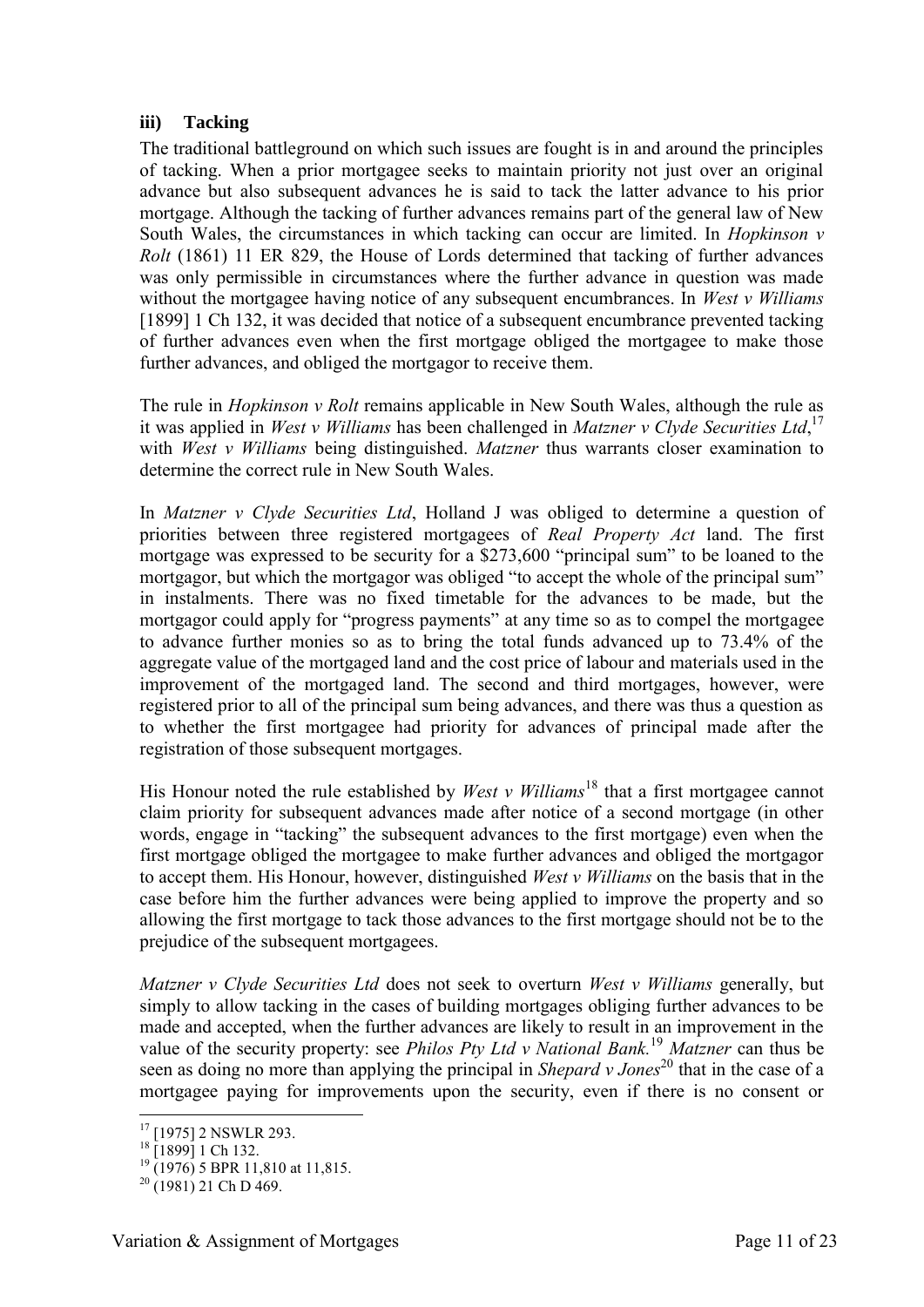### iii) Tacking

The traditional battleground on which such issues are fought is in and around the principles of tacking. When a prior mortgagee seeks to maintain priority not just over an original advance but also subsequent advances he is said to tack the latter advance to his prior mortgage. Although the tacking of further advances remains part of the general law of New South Wales, the circumstances in which tacking can occur are limited. In *Hopkinson v Rolt* (1861) 11 ER 829, the House of Lords determined that tacking of further advances was only permissible in circumstances where the further advance in question was made without the mortgagee having notice of any subsequent encumbrances. In *West v Williams* [1899] 1 Ch 132, it was decided that notice of a subsequent encumbrance prevented tacking of further advances even when the first mortgage obliged the mortgagee to make those further advances, and obliged the mortgagor to receive them.

The rule in *Hopkinson v Rolt* remains applicable in New South Wales, although the rule as it was applied in *West v Williams* has been challenged in *Matzner v Clyde Securities Ltd*,[17] with *West v Williams* being distinguished. *Matzner* thus warrants closer examination to determine the correct rule in New South Wales.

In *Matzner v Clyde Securities Ltd*, Holland J was obliged to determine a question of priorities between three registered mortgagees of *Real Property Act* land. The first mortgage was expressed to be security for a $273,600 "principal sum" to be loaned to the mortgagor, but which the mortgagor was obliged "to accept the whole of the principal sum" in instalments. There was no fixed timetable for the advances to be made, but the mortgagor could apply for "progress payments" at any time so as to compel the mortgagee to advance further monies so as to bring the total funds advanced up to 73.4% of the aggregate value of the mortgaged land and the cost price of labour and materials used in the improvement of the mortgaged land. The second and third mortgages, however, were registered prior to all of the principal sum being advances, and there was thus a question as to whether the first mortgagee had priority for advances of principal made after the registration of those subsequent mortgages.

His Honour noted the rule established by *West v Williams*[18] that a first mortgagee cannot claim priority for subsequent advances made after notice of a second mortgage (in other words, engage in "tacking" the subsequent advances to the first mortgage) even when the first mortgage obliged the mortgagee to make further advances and obliged the mortgagor to accept them. His Honour, however, distinguished *West v Williams* on the basis that in the case before him the further advances were being applied to improve the property and so allowing the first mortgage to tack those advances to the first mortgage should not be to the prejudice of the subsequent mortgagees.

*Matzner v Clyde Securities Ltd* does not seek to overturn *West v Williams* generally, but simply to allow tacking in the cases of building mortgages obliging further advances to be made and accepted, when the further advances are likely to result in an improvement in the value of the security property: see *Philos Pty Ltd v National Bank*.[19] *Matzner* can thus be seen as doing no more than applying the principal in *Shepard v Jones*[20] that in the case of a mortgagee paying for improvements upon the security, even if there is no consent or

---

[17] [1975] 2 NSWLR 293.

[18] [1899] 1 Ch 132.

[19] (1976) 5 BPR 11,810 at 11,815.

[20] (1981) 21 Ch D 469.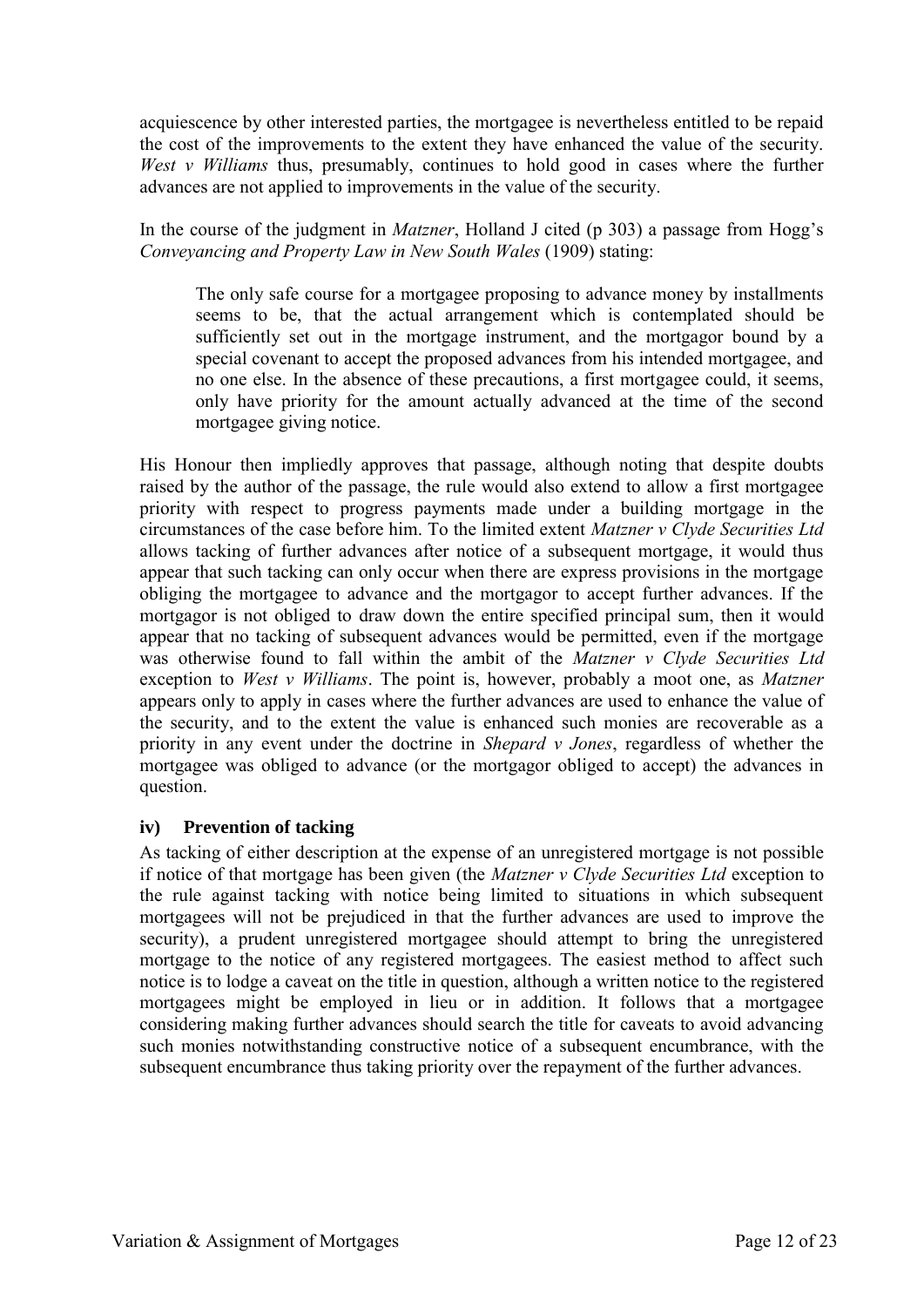acquiescence by other interested parties, the mortgagee is nevertheless entitled to be repaid the cost of the improvements to the extent they have enhanced the value of the security. *West v Williams* thus, presumably, continues to hold good in cases where the further advances are not applied to improvements in the value of the security.

In the course of the judgment in *Matzner*, Holland J cited (p 303) a passage from Hogg's *Conveyancing and Property Law in New South Wales* (1909) stating:

> The only safe course for a mortgagee proposing to advance money by installments seems to be, that the actual arrangement which is contemplated should be sufficiently set out in the mortgage instrument, and the mortgagor bound by a special covenant to accept the proposed advances from his intended mortgagee, and no one else. In the absence of these precautions, a first mortgagee could, it seems, only have priority for the amount actually advanced at the time of the second mortgagee giving notice.

His Honour then impliedly approves that passage, although noting that despite doubts raised by the author of the passage, the rule would also extend to allow a first mortgagee priority with respect to progress payments made under a building mortgage in the circumstances of the case before him. To the limited extent *Matzner v Clyde Securities Ltd* allows tacking of further advances after notice of a subsequent mortgage, it would thus appear that such tacking can only occur when there are express provisions in the mortgage obliging the mortgagee to advance and the mortgagor to accept further advances. If the mortgagor is not obliged to draw down the entire specified principal sum, then it would appear that no tacking of subsequent advances would be permitted, even if the mortgage was otherwise found to fall within the ambit of the *Matzner v Clyde Securities Ltd* exception to *West v Williams*. The point is, however, probably a moot one, as *Matzner* appears only to apply in cases where the further advances are used to enhance the value of the security, and to the extent the value is enhanced such monies are recoverable as a priority in any event under the doctrine in *Shepard v Jones*, regardless of whether the mortgagee was obliged to advance (or the mortgagor obliged to accept) the advances in question.

### iv) Prevention of tacking

As tacking of either description at the expense of an unregistered mortgage is not possible if notice of that mortgage has been given (the *Matzner v Clyde Securities Ltd* exception to the rule against tacking with notice being limited to situations in which subsequent mortgagees will not be prejudiced in that the further advances are used to improve the security), a prudent unregistered mortgagee should attempt to bring the unregistered mortgage to the notice of any registered mortgagees. The easiest method to affect such notice is to lodge a caveat on the title in question, although a written notice to the registered mortgagees might be employed in lieu or in addition. It follows that a mortgagee considering making further advances should search the title for caveats to avoid advancing such monies notwithstanding constructive notice of a subsequent encumbrance, with the subsequent encumbrance thus taking priority over the repayment of the further advances.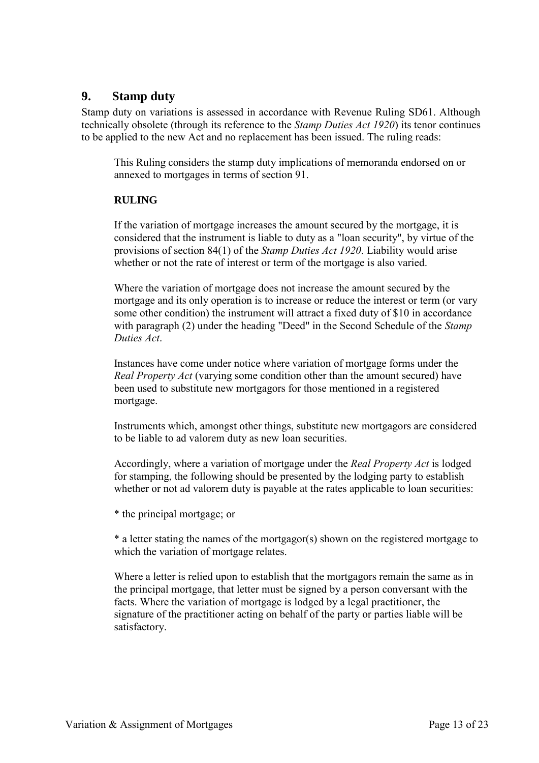## 9. Stamp duty

Stamp duty on variations is assessed in accordance with Revenue Ruling SD61. Although technically obsolete (through its reference to the *Stamp Duties Act 1920*) its tenor continues to be applied to the new Act and no replacement has been issued. The ruling reads:

> This Ruling considers the stamp duty implications of memoranda endorsed on or annexed to mortgages in terms of section 91.
>
> **RULING**
>
> If the variation of mortgage increases the amount secured by the mortgage, it is considered that the instrument is liable to duty as a "loan security", by virtue of the provisions of section 84(1) of the *Stamp Duties Act 1920*. Liability would arise whether or not the rate of interest or term of the mortgage is also varied.
>
> Where the variation of mortgage does not increase the amount secured by the mortgage and its only operation is to increase or reduce the interest or term (or vary some other condition) the instrument will attract a fixed duty of $10 in accordance with paragraph (2) under the heading "Deed" in the Second Schedule of the *Stamp Duties Act*.
>
> Instances have come under notice where variation of mortgage forms under the *Real Property Act* (varying some condition other than the amount secured) have been used to substitute new mortgagors for those mentioned in a registered mortgage.
>
> Instruments which, amongst other things, substitute new mortgagors are considered to be liable to ad valorem duty as new loan securities.
>
> Accordingly, where a variation of mortgage under the *Real Property Act* is lodged for stamping, the following should be presented by the lodging party to establish whether or not ad valorem duty is payable at the rates applicable to loan securities:
>
> * the principal mortgage; or
>
> * a letter stating the names of the mortgagor(s) shown on the registered mortgage to which the variation of mortgage relates.
>
> Where a letter is relied upon to establish that the mortgagors remain the same as in the principal mortgage, that letter must be signed by a person conversant with the facts. Where the variation of mortgage is lodged by a legal practitioner, the signature of the practitioner acting on behalf of the party or parties liable will be satisfactory.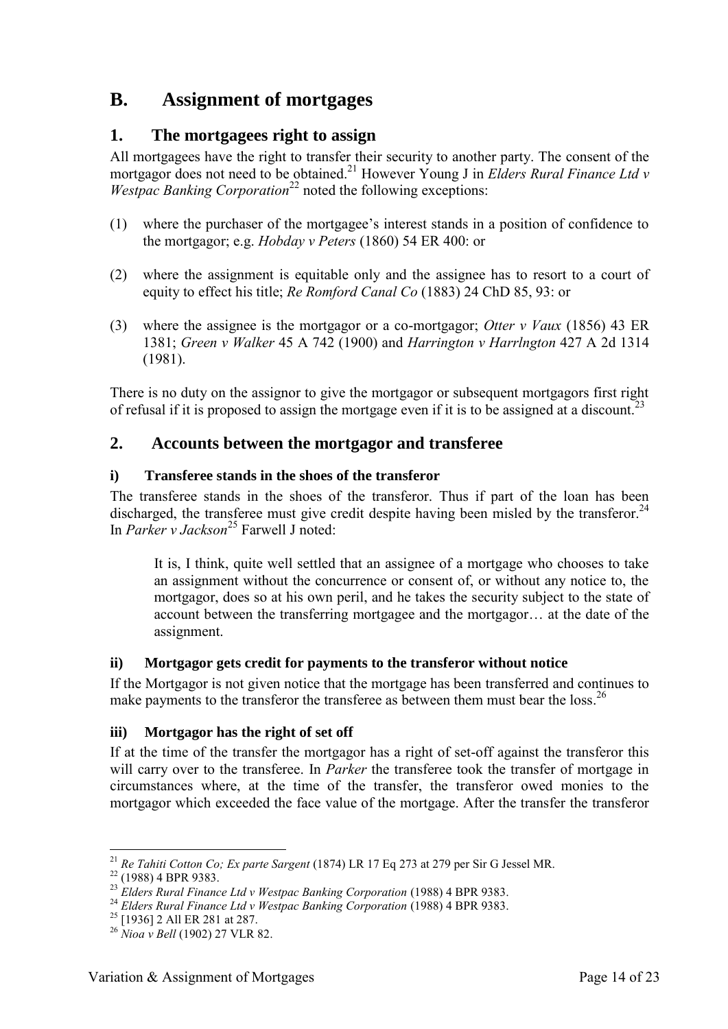# B. Assignment of mortgages

## 1. The mortgagees right to assign

All mortgagees have the right to transfer their security to another party. The consent of the mortgagor does not need to be obtained.[21] However Young J in *Elders Rural Finance Ltd v Westpac Banking Corporation*[22] noted the following exceptions:

(1) where the purchaser of the mortgagee's interest stands in a position of confidence to the mortgagor; e.g. *Hobday v Peters* (1860) 54 ER 400: or

(2) where the assignment is equitable only and the assignee has to resort to a court of equity to effect his title; *Re Romford Canal Co* (1883) 24 ChD 85, 93: or

(3) where the assignee is the mortgagor or a co-mortgagor; *Otter v Vaux* (1856) 43 ER 1381; *Green v Walker* 45 A 742 (1900) and *Harrington v Harrlngton* 427 A 2d 1314 (1981).

There is no duty on the assignor to give the mortgagor or subsequent mortgagors first right of refusal if it is proposed to assign the mortgage even if it is to be assigned at a discount.[23]

## 2. Accounts between the mortgagor and transferee

### i) Transferee stands in the shoes of the transferor

The transferee stands in the shoes of the transferor. Thus if part of the loan has been discharged, the transferee must give credit despite having been misled by the transferor.[24] In *Parker v Jackson*[25] Farwell J noted:

> It is, I think, quite well settled that an assignee of a mortgage who chooses to take an assignment without the concurrence or consent of, or without any notice to, the mortgagor, does so at his own peril, and he takes the security subject to the state of account between the transferring mortgagee and the mortgagor… at the date of the assignment.

### ii) Mortgagor gets credit for payments to the transferor without notice

If the Mortgagor is not given notice that the mortgage has been transferred and continues to make payments to the transferor the transferee as between them must bear the loss.[26]

### iii) Mortgagor has the right of set off

If at the time of the transfer the mortgagor has a right of set-off against the transferor this will carry over to the transferee. In *Parker* the transferee took the transfer of mortgage in circumstances where, at the time of the transfer, the transferor owed monies to the mortgagor which exceeded the face value of the mortgage. After the transfer the transferor

---

[21] *Re Tahiti Cotton Co; Ex parte Sargent* (1874) LR 17 Eq 273 at 279 per Sir G Jessel MR.

[22] (1988) 4 BPR 9383.

[23] *Elders Rural Finance Ltd v Westpac Banking Corporation* (1988) 4 BPR 9383.

[24] *Elders Rural Finance Ltd v Westpac Banking Corporation* (1988) 4 BPR 9383.

[25] [1936] 2 All ER 281 at 287.

[26] *Nioa v Bell* (1902) 27 VLR 82.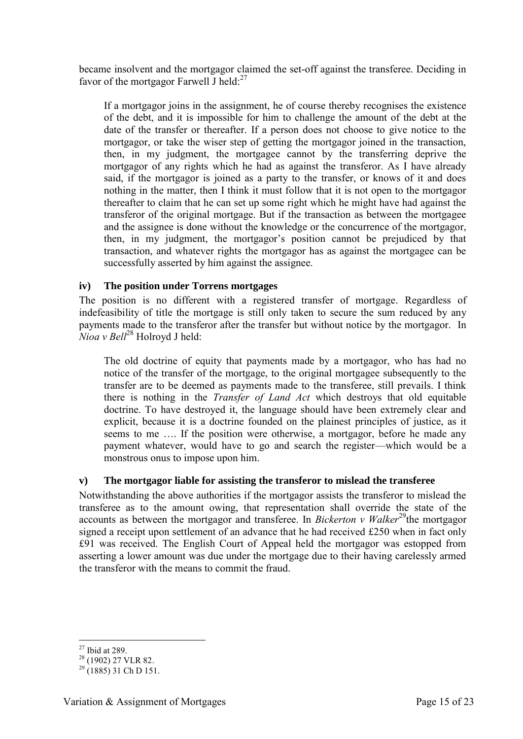became insolvent and the mortgagor claimed the set-off against the transferee. Deciding in favor of the mortgagor Farwell J held:[27]

> If a mortgagor joins in the assignment, he of course thereby recognises the existence of the debt, and it is impossible for him to challenge the amount of the debt at the date of the transfer or thereafter. If a person does not choose to give notice to the mortgagor, or take the wiser step of getting the mortgagor joined in the transaction, then, in my judgment, the mortgagee cannot by the transferring deprive the mortgagor of any rights which he had as against the transferor. As I have already said, if the mortgagor is joined as a party to the transfer, or knows of it and does nothing in the matter, then I think it must follow that it is not open to the mortgagor thereafter to claim that he can set up some right which he might have had against the transferor of the original mortgage. But if the transaction as between the mortgagee and the assignee is done without the knowledge or the concurrence of the mortgagor, then, in my judgment, the mortgagor's position cannot be prejudiced by that transaction, and whatever rights the mortgagor has as against the mortgagee can be successfully asserted by him against the assignee.

### iv) The position under Torrens mortgages

The position is no different with a registered transfer of mortgage. Regardless of indefeasibility of title the mortgage is still only taken to secure the sum reduced by any payments made to the transferor after the transfer but without notice by the mortgagor. In *Nioa v Bell*[28] Holroyd J held:

> The old doctrine of equity that payments made by a mortgagor, who has had no notice of the transfer of the mortgage, to the original mortgagee subsequently to the transfer are to be deemed as payments made to the transferee, still prevails. I think there is nothing in the *Transfer of Land Act* which destroys that old equitable doctrine. To have destroyed it, the language should have been extremely clear and explicit, because it is a doctrine founded on the plainest principles of justice, as it seems to me …. If the position were otherwise, a mortgagor, before he made any payment whatever, would have to go and search the register—which would be a monstrous onus to impose upon him.

### v) The mortgagor liable for assisting the transferor to mislead the transferee

Notwithstanding the above authorities if the mortgagor assists the transferor to mislead the transferee as to the amount owing, that representation shall override the state of the accounts as between the mortgagor and transferee. In *Bickerton v Walker*[29] the mortgagor signed a receipt upon settlement of an advance that he had received £250 when in fact only £91 was received. The English Court of Appeal held the mortgagor was estopped from asserting a lower amount was due under the mortgage due to their having carelessly armed the transferor with the means to commit the fraud.

---

[27] Ibid at 289.

[28] (1902) 27 VLR 82.

[29] (1885) 31 Ch D 151.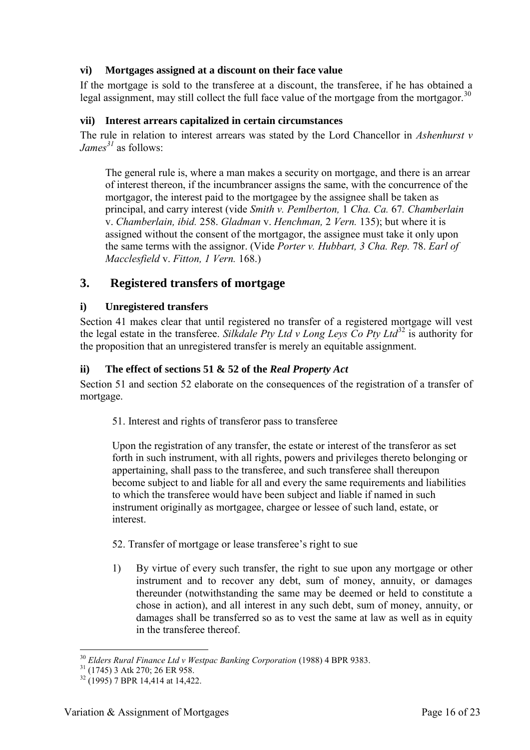### vi) Mortgages assigned at a discount on their face value

If the mortgage is sold to the transferee at a discount, the transferee, if he has obtained a legal assignment, may still collect the full face value of the mortgage from the mortgagor.[30]

### vii) Interest arrears capitalized in certain circumstances

The rule in relation to interest arrears was stated by the Lord Chancellor in *Ashenhurst v James*[31] as follows:

> The general rule is, where a man makes a security on mortgage, and there is an arrear of interest thereon, if the incumbrancer assigns the same, with the concurrence of the mortgagor, the interest paid to the mortgagee by the assignee shall be taken as principal, and carry interest (vide *Smith v. Pemlberton,* 1 *Cha. Ca.* 67. *Chamberlain* v. *Chamberlain, ibid.* 258. *Gladman* v. *Henchman,* 2 *Vern.* 135); but where it is assigned without the consent of the mortgagor, the assignee must take it only upon the same terms with the assignor. (Vide *Porter v. Hubbart, 3 Cha. Rep.* 78. *Earl of Macclesfield* v. *Fitton, 1 Vern.* 168.)

## 3. Registered transfers of mortgage

### i) Unregistered transfers

Section 41 makes clear that until registered no transfer of a registered mortgage will vest the legal estate in the transferee. *Silkdale Pty Ltd v Long Leys Co Pty Ltd*[32] is authority for the proposition that an unregistered transfer is merely an equitable assignment.

### ii) The effect of sections 51 & 52 of the *Real Property Act*

Section 51 and section 52 elaborate on the consequences of the registration of a transfer of mortgage.

> 51. Interest and rights of transferor pass to transferee
>
> Upon the registration of any transfer, the estate or interest of the transferor as set forth in such instrument, with all rights, powers and privileges thereto belonging or appertaining, shall pass to the transferee, and such transferee shall thereupon become subject to and liable for all and every the same requirements and liabilities to which the transferee would have been subject and liable if named in such instrument originally as mortgagee, chargee or lessee of such land, estate, or interest.
>
> 52. Transfer of mortgage or lease transferee's right to sue
>
> 1) By virtue of every such transfer, the right to sue upon any mortgage or other instrument and to recover any debt, sum of money, annuity, or damages thereunder (notwithstanding the same may be deemed or held to constitute a chose in action), and all interest in any such debt, sum of money, annuity, or damages shall be transferred so as to vest the same at law as well as in equity in the transferee thereof.

---

[30] *Elders Rural Finance Ltd v Westpac Banking Corporation* (1988) 4 BPR 9383.

[31] (1745) 3 Atk 270; 26 ER 958.

[32] (1995) 7 BPR 14,414 at 14,422.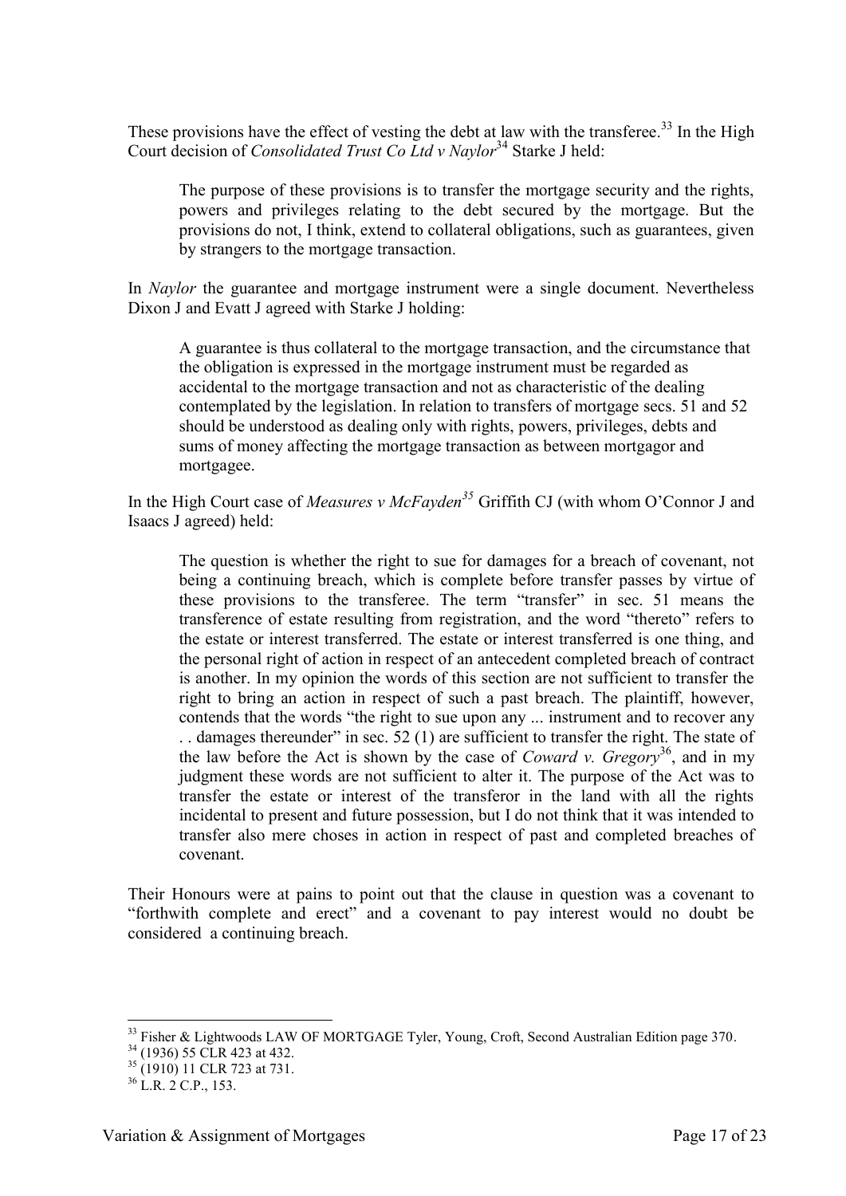These provisions have the effect of vesting the debt at law with the transferee.[33] In the High Court decision of *Consolidated Trust Co Ltd v Naylor*[34] Starke J held:

> The purpose of these provisions is to transfer the mortgage security and the rights, powers and privileges relating to the debt secured by the mortgage. But the provisions do not, I think, extend to collateral obligations, such as guarantees, given by strangers to the mortgage transaction.

In *Naylor* the guarantee and mortgage instrument were a single document. Nevertheless Dixon J and Evatt J agreed with Starke J holding:

> A guarantee is thus collateral to the mortgage transaction, and the circumstance that the obligation is expressed in the mortgage instrument must be regarded as accidental to the mortgage transaction and not as characteristic of the dealing contemplated by the legislation. In relation to transfers of mortgage secs. 51 and 52 should be understood as dealing only with rights, powers, privileges, debts and sums of money affecting the mortgage transaction as between mortgagor and mortgagee.

In the High Court case of *Measures v McFayden*[35] Griffith CJ (with whom O'Connor J and Isaacs J agreed) held:

> The question is whether the right to sue for damages for a breach of covenant, not being a continuing breach, which is complete before transfer passes by virtue of these provisions to the transferee. The term "transfer" in sec. 51 means the transference of estate resulting from registration, and the word "thereto" refers to the estate or interest transferred. The estate or interest transferred is one thing, and the personal right of action in respect of an antecedent completed breach of contract is another. In my opinion the words of this section are not sufficient to transfer the right to bring an action in respect of such a past breach. The plaintiff, however, contends that the words "the right to sue upon any ... instrument and to recover any . . damages thereunder" in sec. 52 (1) are sufficient to transfer the right. The state of the law before the Act is shown by the case of *Coward v. Gregory*[36], and in my judgment these words are not sufficient to alter it. The purpose of the Act was to transfer the estate or interest of the transferor in the land with all the rights incidental to present and future possession, but I do not think that it was intended to transfer also mere choses in action in respect of past and completed breaches of covenant.

Their Honours were at pains to point out that the clause in question was a covenant to "forthwith complete and erect" and a covenant to pay interest would no doubt be considered a continuing breach.

---

[33] Fisher & Lightwoods LAW OF MORTGAGE Tyler, Young, Croft, Second Australian Edition page 370.

[34] (1936) 55 CLR 423 at 432.

[35] (1910) 11 CLR 723 at 731.

[36] L.R. 2 C.P., 153.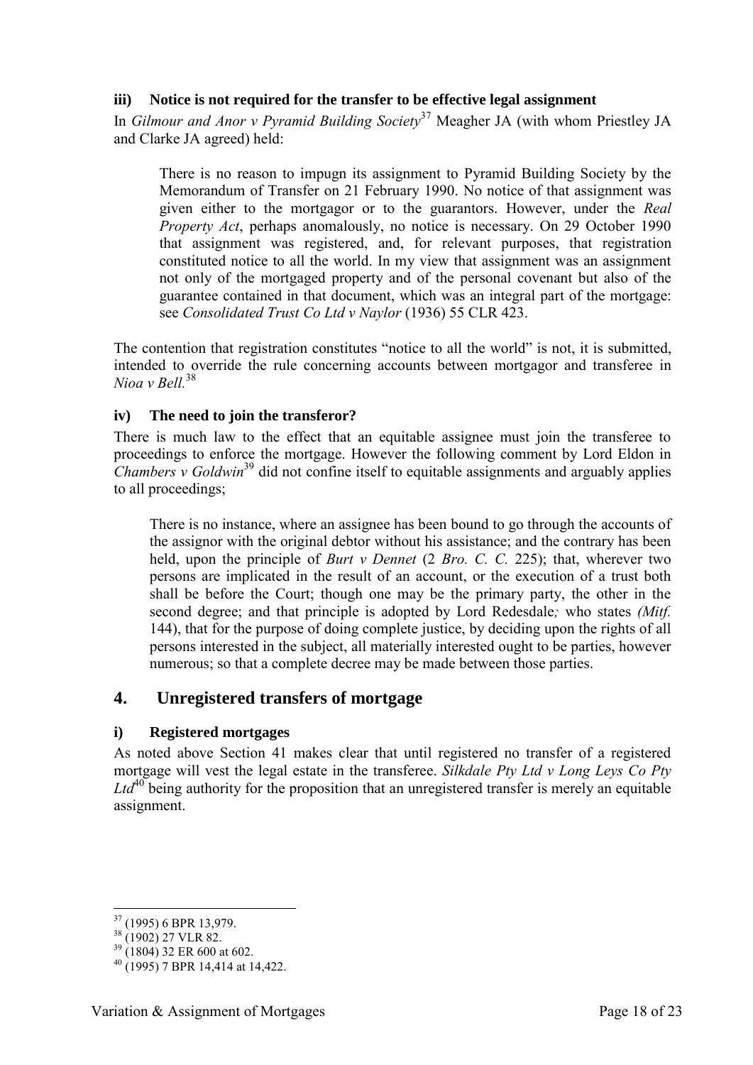### iii) Notice is not required for the transfer to be effective legal assignment

In *Gilmour and Anor v Pyramid Building Society*[37] Meagher JA (with whom Priestley JA and Clarke JA agreed) held:

> There is no reason to impugn its assignment to Pyramid Building Society by the Memorandum of Transfer on 21 February 1990. No notice of that assignment was given either to the mortgagor or to the guarantors. However, under the *Real Property Act*, perhaps anomalously, no notice is necessary. On 29 October 1990 that assignment was registered, and, for relevant purposes, that registration constituted notice to all the world. In my view that assignment was an assignment not only of the mortgaged property and of the personal covenant but also of the guarantee contained in that document, which was an integral part of the mortgage: see *Consolidated Trust Co Ltd v Naylor* (1936) 55 CLR 423.

The contention that registration constitutes "notice to all the world" is not, it is submitted, intended to override the rule concerning accounts between mortgagor and transferee in *Nioa v Bell.*[38]

### iv) The need to join the transferor?

There is much law to the effect that an equitable assignee must join the transferee to proceedings to enforce the mortgage. However the following comment by Lord Eldon in *Chambers v Goldwin*[39] did not confine itself to equitable assignments and arguably applies to all proceedings;

> There is no instance, where an assignee has been bound to go through the accounts of the assignor with the original debtor without his assistance; and the contrary has been held, upon the principle of *Burt v Dennet* (2 *Bro. C. C.* 225); that, wherever two persons are implicated in the result of an account, or the execution of a trust both shall be before the Court; though one may be the primary party, the other in the second degree; and that principle is adopted by Lord Redesdale*;* who states *(Mitf.* 144), that for the purpose of doing complete justice, by deciding upon the rights of all persons interested in the subject, all materially interested ought to be parties, however numerous; so that a complete decree may be made between those parties.

## 4. Unregistered transfers of mortgage

### i) Registered mortgages

As noted above Section 41 makes clear that until registered no transfer of a registered mortgage will vest the legal estate in the transferee. *Silkdale Pty Ltd v Long Leys Co Pty Ltd*[40] being authority for the proposition that an unregistered transfer is merely an equitable assignment.

---

[37] (1995) 6 BPR 13,979.

[38] (1902) 27 VLR 82.

[39] (1804) 32 ER 600 at 602.

[40] (1995) 7 BPR 14,414 at 14,422.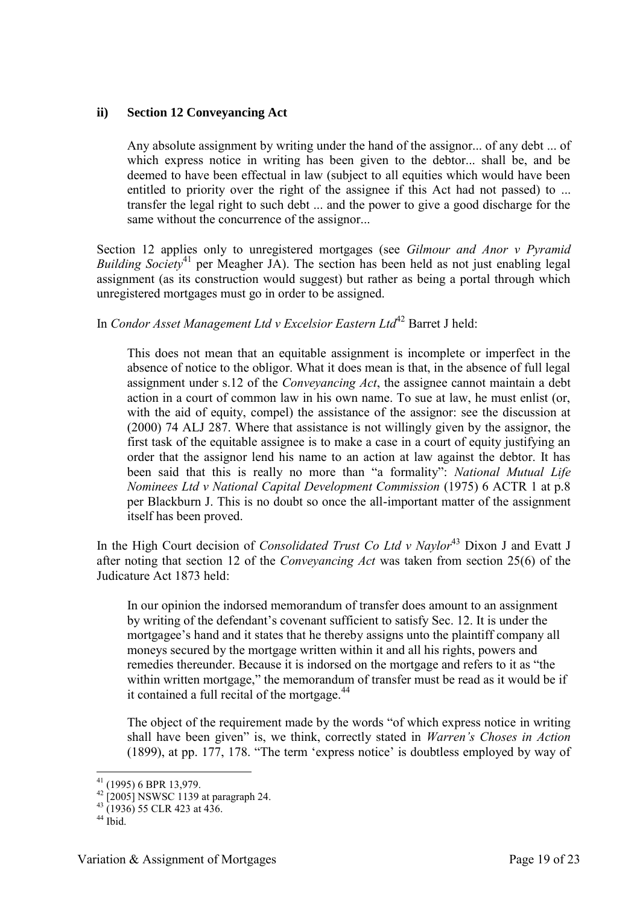### ii) Section 12 Conveyancing Act

> Any absolute assignment by writing under the hand of the assignor... of any debt ... of which express notice in writing has been given to the debtor... shall be, and be deemed to have been effectual in law (subject to all equities which would have been entitled to priority over the right of the assignee if this Act had not passed) to ... transfer the legal right to such debt ... and the power to give a good discharge for the same without the concurrence of the assignor...

Section 12 applies only to unregistered mortgages (see *Gilmour and Anor v Pyramid Building Society*[41] per Meagher JA). The section has been held as not just enabling legal assignment (as its construction would suggest) but rather as being a portal through which unregistered mortgages must go in order to be assigned.

In *Condor Asset Management Ltd v Excelsior Eastern Ltd*[42] Barret J held:

> This does not mean that an equitable assignment is incomplete or imperfect in the absence of notice to the obligor. What it does mean is that, in the absence of full legal assignment under s.12 of the *Conveyancing Act*, the assignee cannot maintain a debt action in a court of common law in his own name. To sue at law, he must enlist (or, with the aid of equity, compel) the assistance of the assignor: see the discussion at (2000) 74 ALJ 287. Where that assistance is not willingly given by the assignor, the first task of the equitable assignee is to make a case in a court of equity justifying an order that the assignor lend his name to an action at law against the debtor. It has been said that this is really no more than "a formality": *National Mutual Life Nominees Ltd v National Capital Development Commission* (1975) 6 ACTR 1 at p.8 per Blackburn J. This is no doubt so once the all-important matter of the assignment itself has been proved.

In the High Court decision of *Consolidated Trust Co Ltd v Naylor*[43] Dixon J and Evatt J after noting that section 12 of the *Conveyancing Act* was taken from section 25(6) of the Judicature Act 1873 held:

> In our opinion the indorsed memorandum of transfer does amount to an assignment by writing of the defendant's covenant sufficient to satisfy Sec. 12. It is under the mortgagee's hand and it states that he thereby assigns unto the plaintiff company all moneys secured by the mortgage written within it and all his rights, powers and remedies thereunder. Because it is indorsed on the mortgage and refers to it as "the within written mortgage," the memorandum of transfer must be read as it would be if it contained a full recital of the mortgage.[44]
>
> The object of the requirement made by the words "of which express notice in writing shall have been given" is, we think, correctly stated in *Warren's Choses in Action* (1899), at pp. 177, 178. "The term 'express notice' is doubtless employed by way of

---

[41] (1995) 6 BPR 13,979.

[42] [2005] NSWSC 1139 at paragraph 24.

[43] (1936) 55 CLR 423 at 436.

[44] Ibid.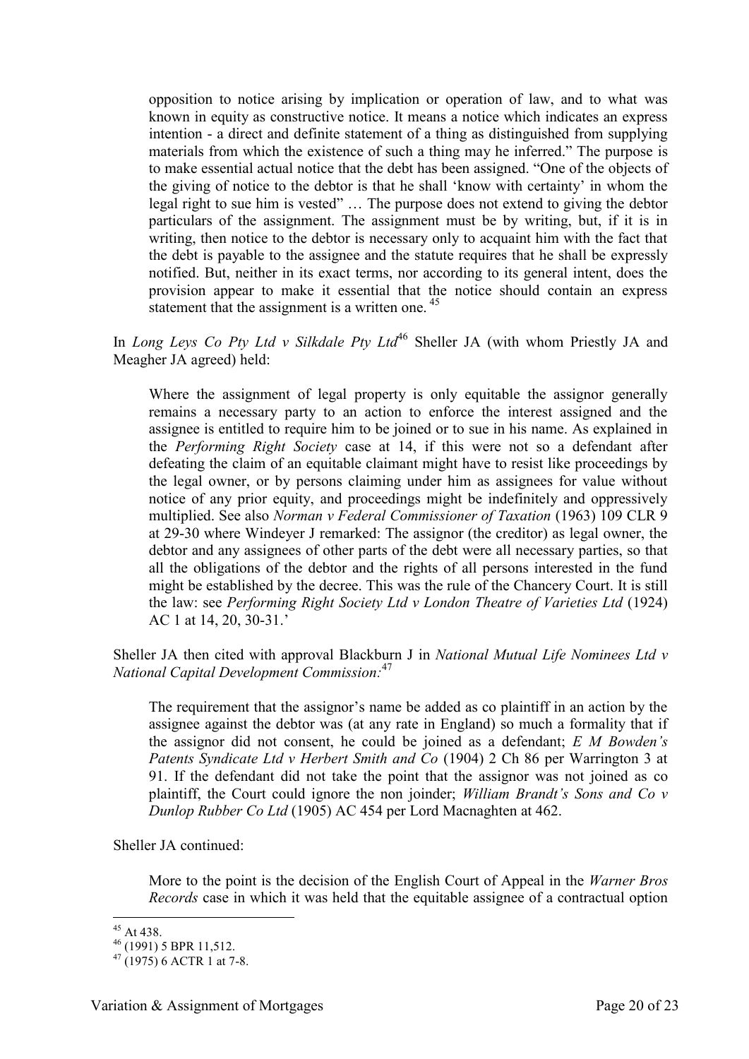> opposition to notice arising by implication or operation of law, and to what was known in equity as constructive notice. It means a notice which indicates an express intention - a direct and definite statement of a thing as distinguished from supplying materials from which the existence of such a thing may he inferred." The purpose is to make essential actual notice that the debt has been assigned. "One of the objects of the giving of notice to the debtor is that he shall 'know with certainty' in whom the legal right to sue him is vested" … The purpose does not extend to giving the debtor particulars of the assignment. The assignment must be by writing, but, if it is in writing, then notice to the debtor is necessary only to acquaint him with the fact that the debt is payable to the assignee and the statute requires that he shall be expressly notified. But, neither in its exact terms, nor according to its general intent, does the provision appear to make it essential that the notice should contain an express statement that the assignment is a written one. [45]

In *Long Leys Co Pty Ltd v Silkdale Pty Ltd*[46] Sheller JA (with whom Priestly JA and Meagher JA agreed) held:

> Where the assignment of legal property is only equitable the assignor generally remains a necessary party to an action to enforce the interest assigned and the assignee is entitled to require him to be joined or to sue in his name. As explained in the *Performing Right Society* case at 14, if this were not so a defendant after defeating the claim of an equitable claimant might have to resist like proceedings by the legal owner, or by persons claiming under him as assignees for value without notice of any prior equity, and proceedings might be indefinitely and oppressively multiplied. See also *Norman v Federal Commissioner of Taxation* (1963) 109 CLR 9 at 29-30 where Windeyer J remarked: The assignor (the creditor) as legal owner, the debtor and any assignees of other parts of the debt were all necessary parties, so that all the obligations of the debtor and the rights of all persons interested in the fund might be established by the decree. This was the rule of the Chancery Court. It is still the law: see *Performing Right Society Ltd v London Theatre of Varieties Ltd* (1924) AC 1 at 14, 20, 30-31.'

Sheller JA then cited with approval Blackburn J in *National Mutual Life Nominees Ltd v National Capital Development Commission*:[47]

> The requirement that the assignor's name be added as co plaintiff in an action by the assignee against the debtor was (at any rate in England) so much a formality that if the assignor did not consent, he could be joined as a defendant; *E M Bowden's Patents Syndicate Ltd v Herbert Smith and Co* (1904) 2 Ch 86 per Warrington 3 at 91. If the defendant did not take the point that the assignor was not joined as co plaintiff, the Court could ignore the non joinder; *William Brandt's Sons and Co v Dunlop Rubber Co Ltd* (1905) AC 454 per Lord Macnaghten at 462.

Sheller JA continued:

> More to the point is the decision of the English Court of Appeal in the *Warner Bros Records* case in which it was held that the equitable assignee of a contractual option

---

[45] At 438.

[46] (1991) 5 BPR 11,512.

[47] (1975) 6 ACTR 1 at 7-8.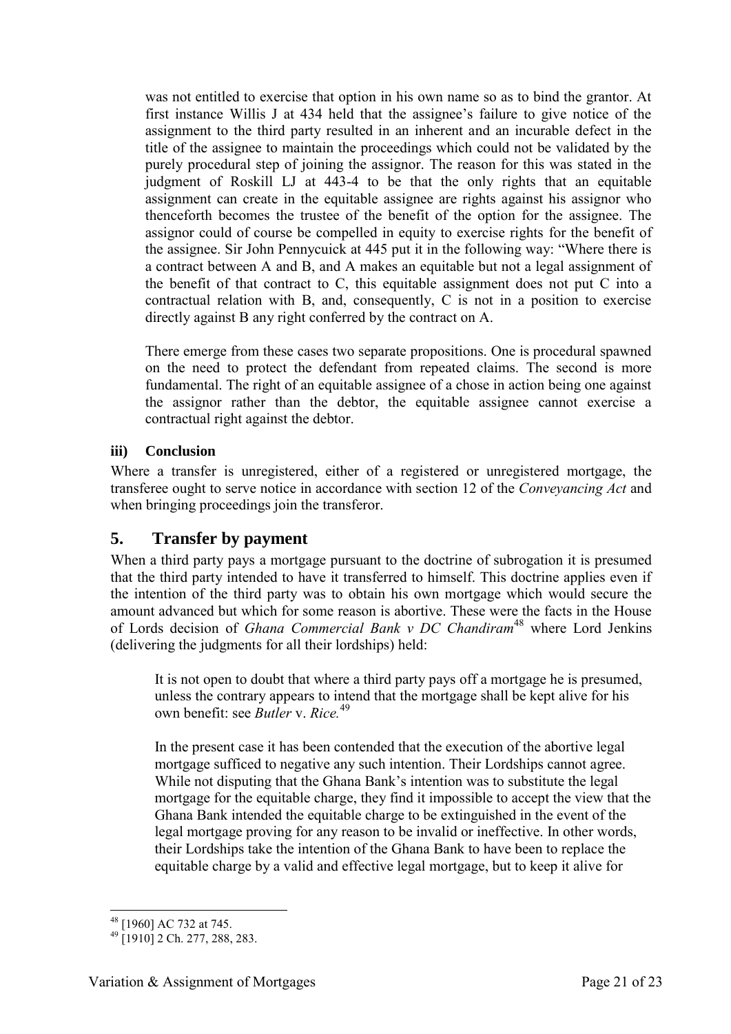was not entitled to exercise that option in his own name so as to bind the grantor. At first instance Willis J at 434 held that the assignee's failure to give notice of the assignment to the third party resulted in an inherent and an incurable defect in the title of the assignee to maintain the proceedings which could not be validated by the purely procedural step of joining the assignor. The reason for this was stated in the judgment of Roskill LJ at 443-4 to be that the only rights that an equitable assignment can create in the equitable assignee are rights against his assignor who thenceforth becomes the trustee of the benefit of the option for the assignee. The assignor could of course be compelled in equity to exercise rights for the benefit of the assignee. Sir John Pennycuick at 445 put it in the following way: "Where there is a contract between A and B, and A makes an equitable but not a legal assignment of the benefit of that contract to C, this equitable assignment does not put C into a contractual relation with B, and, consequently, C is not in a position to exercise directly against B any right conferred by the contract on A.

> There emerge from these cases two separate propositions. One is procedural spawned on the need to protect the defendant from repeated claims. The second is more fundamental. The right of an equitable assignee of a chose in action being one against the assignor rather than the debtor, the equitable assignee cannot exercise a contractual right against the debtor.

#### iii) Conclusion

Where a transfer is unregistered, either of a registered or unregistered mortgage, the transferee ought to serve notice in accordance with section 12 of the *Conveyancing Act* and when bringing proceedings join the transferor.

## 5. Transfer by payment

When a third party pays a mortgage pursuant to the doctrine of subrogation it is presumed that the third party intended to have it transferred to himself. This doctrine applies even if the intention of the third party was to obtain his own mortgage which would secure the amount advanced but which for some reason is abortive. These were the facts in the House of Lords decision of *Ghana Commercial Bank v DC Chandiram*[48] where Lord Jenkins (delivering the judgments for all their lordships) held:

> It is not open to doubt that where a third party pays off a mortgage he is presumed, unless the contrary appears to intend that the mortgage shall be kept alive for his own benefit: see *Butler* v. *Rice.*[49]
>
> In the present case it has been contended that the execution of the abortive legal mortgage sufficed to negative any such intention. Their Lordships cannot agree. While not disputing that the Ghana Bank's intention was to substitute the legal mortgage for the equitable charge, they find it impossible to accept the view that the Ghana Bank intended the equitable charge to be extinguished in the event of the legal mortgage proving for any reason to be invalid or ineffective. In other words, their Lordships take the intention of the Ghana Bank to have been to replace the equitable charge by a valid and effective legal mortgage, but to keep it alive for

---

[48] [1960] AC 732 at 745.

[49] [1910] 2 Ch. 277, 288, 283.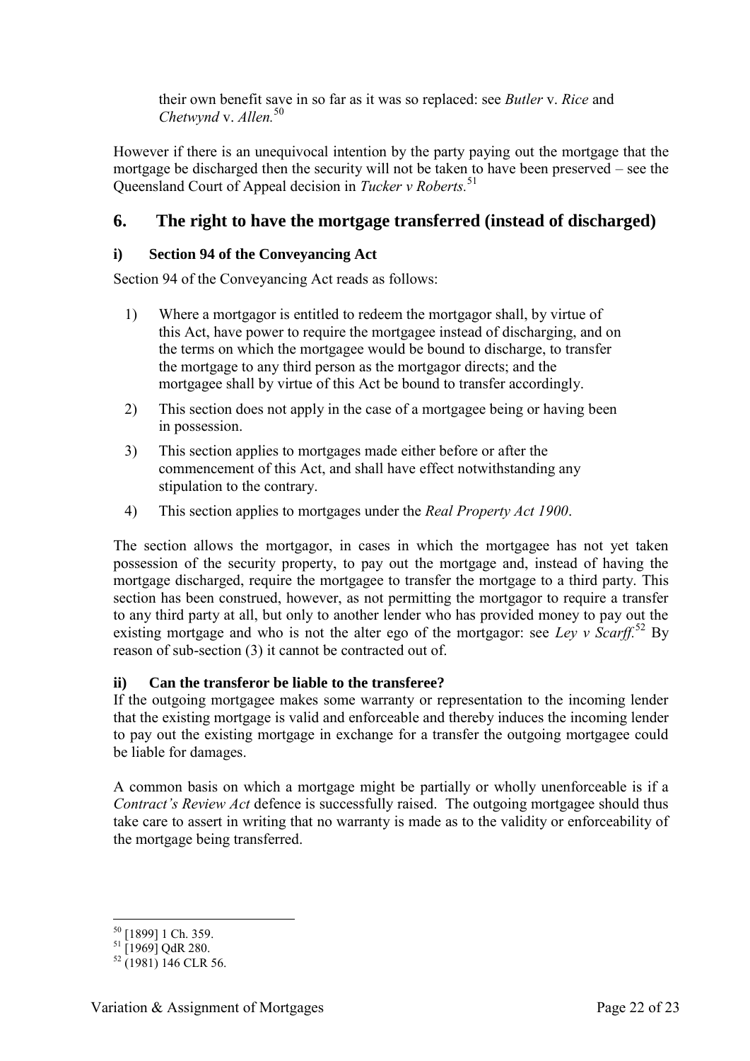their own benefit save in so far as it was so replaced: see *Butler* v. *Rice* and *Chetwynd* v. *Allen.*[50]

However if there is an unequivocal intention by the party paying out the mortgage that the mortgage be discharged then the security will not be taken to have been preserved – see the Queensland Court of Appeal decision in *Tucker v Roberts.*[51]

## 6. The right to have the mortgage transferred (instead of discharged)

### i) Section 94 of the Conveyancing Act

Section 94 of the Conveyancing Act reads as follows:

1) Where a mortgagor is entitled to redeem the mortgagor shall, by virtue of this Act, have power to require the mortgagee instead of discharging, and on the terms on which the mortgagee would be bound to discharge, to transfer the mortgage to any third person as the mortgagor directs; and the mortgagee shall by virtue of this Act be bound to transfer accordingly.
2) This section does not apply in the case of a mortgagee being or having been in possession.
3) This section applies to mortgages made either before or after the commencement of this Act, and shall have effect notwithstanding any stipulation to the contrary.
4) This section applies to mortgages under the *Real Property Act 1900*.

The section allows the mortgagor, in cases in which the mortgagee has not yet taken possession of the security property, to pay out the mortgage and, instead of having the mortgage discharged, require the mortgagee to transfer the mortgage to a third party. This section has been construed, however, as not permitting the mortgagor to require a transfer to any third party at all, but only to another lender who has provided money to pay out the existing mortgage and who is not the alter ego of the mortgagor: see *Ley v Scarff.*[52] By reason of sub-section (3) it cannot be contracted out of.

### ii) Can the transferor be liable to the transferee?

If the outgoing mortgagee makes some warranty or representation to the incoming lender that the existing mortgage is valid and enforceable and thereby induces the incoming lender to pay out the existing mortgage in exchange for a transfer the outgoing mortgagee could be liable for damages.

A common basis on which a mortgage might be partially or wholly unenforceable is if a *Contract's Review Act* defence is successfully raised. The outgoing mortgagee should thus take care to assert in writing that no warranty is made as to the validity or enforceability of the mortgage being transferred.

---

[50] [1899] 1 Ch. 359.

[51] [1969] QdR 280.

[52] (1981) 146 CLR 56.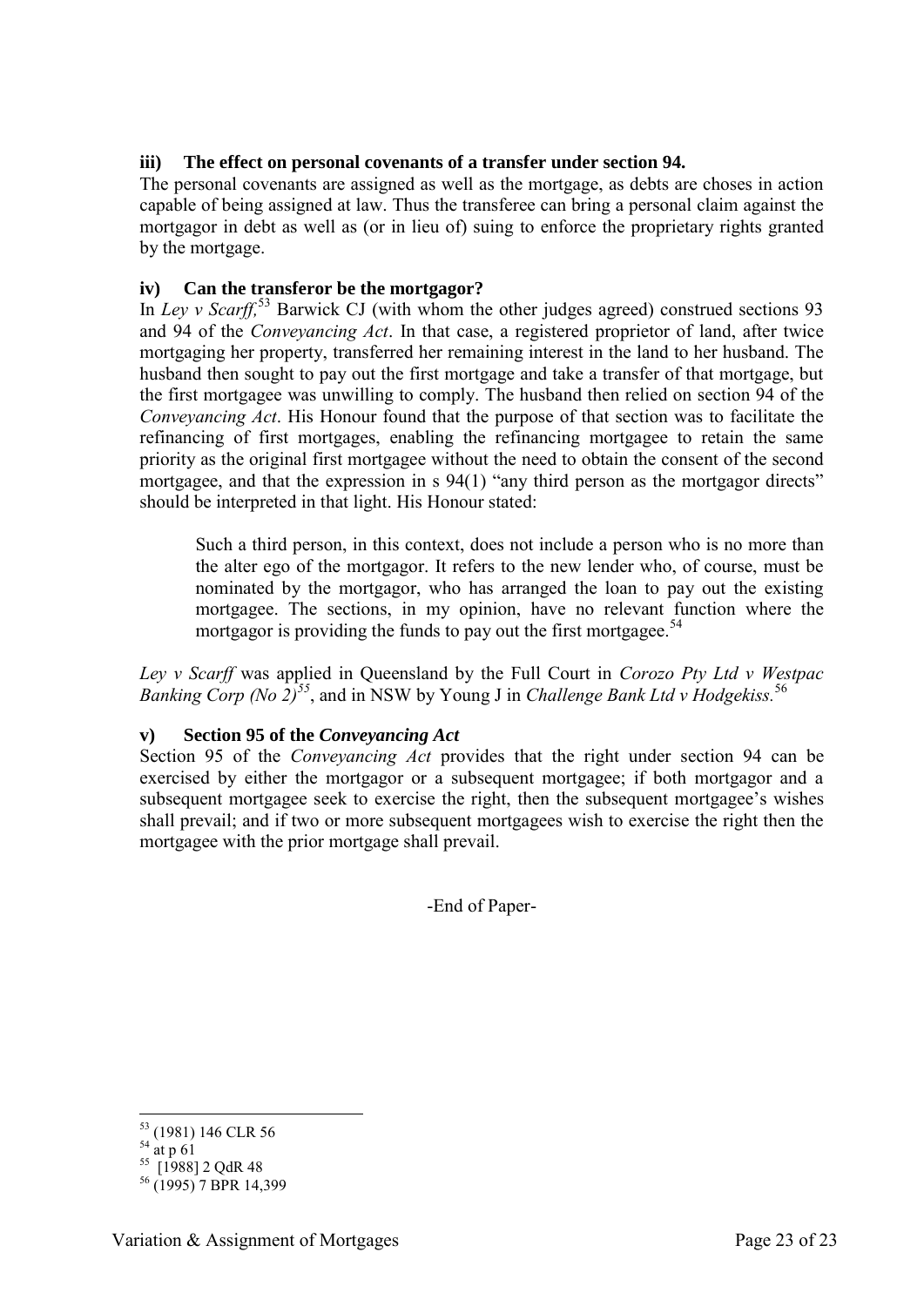### iii) The effect on personal covenants of a transfer under section 94.

The personal covenants are assigned as well as the mortgage, as debts are choses in action capable of being assigned at law. Thus the transferee can bring a personal claim against the mortgagor in debt as well as (or in lieu of) suing to enforce the proprietary rights granted by the mortgage.

### iv) Can the transferor be the mortgagor?

In *Ley v Scarff,*[53] Barwick CJ (with whom the other judges agreed) construed sections 93 and 94 of the *Conveyancing Act*. In that case, a registered proprietor of land, after twice mortgaging her property, transferred her remaining interest in the land to her husband. The husband then sought to pay out the first mortgage and take a transfer of that mortgage, but the first mortgagee was unwilling to comply. The husband then relied on section 94 of the *Conveyancing Act*. His Honour found that the purpose of that section was to facilitate the refinancing of first mortgages, enabling the refinancing mortgagee to retain the same priority as the original first mortgagee without the need to obtain the consent of the second mortgagee, and that the expression in s 94(1) "any third person as the mortgagor directs" should be interpreted in that light. His Honour stated:

> Such a third person, in this context, does not include a person who is no more than the alter ego of the mortgagor. It refers to the new lender who, of course, must be nominated by the mortgagor, who has arranged the loan to pay out the existing mortgagee. The sections, in my opinion, have no relevant function where the mortgagor is providing the funds to pay out the first mortgagee.[54]

*Ley v Scarff* was applied in Queensland by the Full Court in *Corozo Pty Ltd v Westpac Banking Corp (No 2)*[55], and in NSW by Young J in *Challenge Bank Ltd v Hodgekiss.*[56]

### v) Section 95 of the *Conveyancing Act*

Section 95 of the *Conveyancing Act* provides that the right under section 94 can be exercised by either the mortgagor or a subsequent mortgagee; if both mortgagor and a subsequent mortgagee seek to exercise the right, then the subsequent mortgagee's wishes shall prevail; and if two or more subsequent mortgagees wish to exercise the right then the mortgagee with the prior mortgage shall prevail.

-End of Paper-

---

[53] (1981) 146 CLR 56

[54] at p 61

[55] [1988] 2 QdR 48

[56] (1995) 7 BPR 14,399